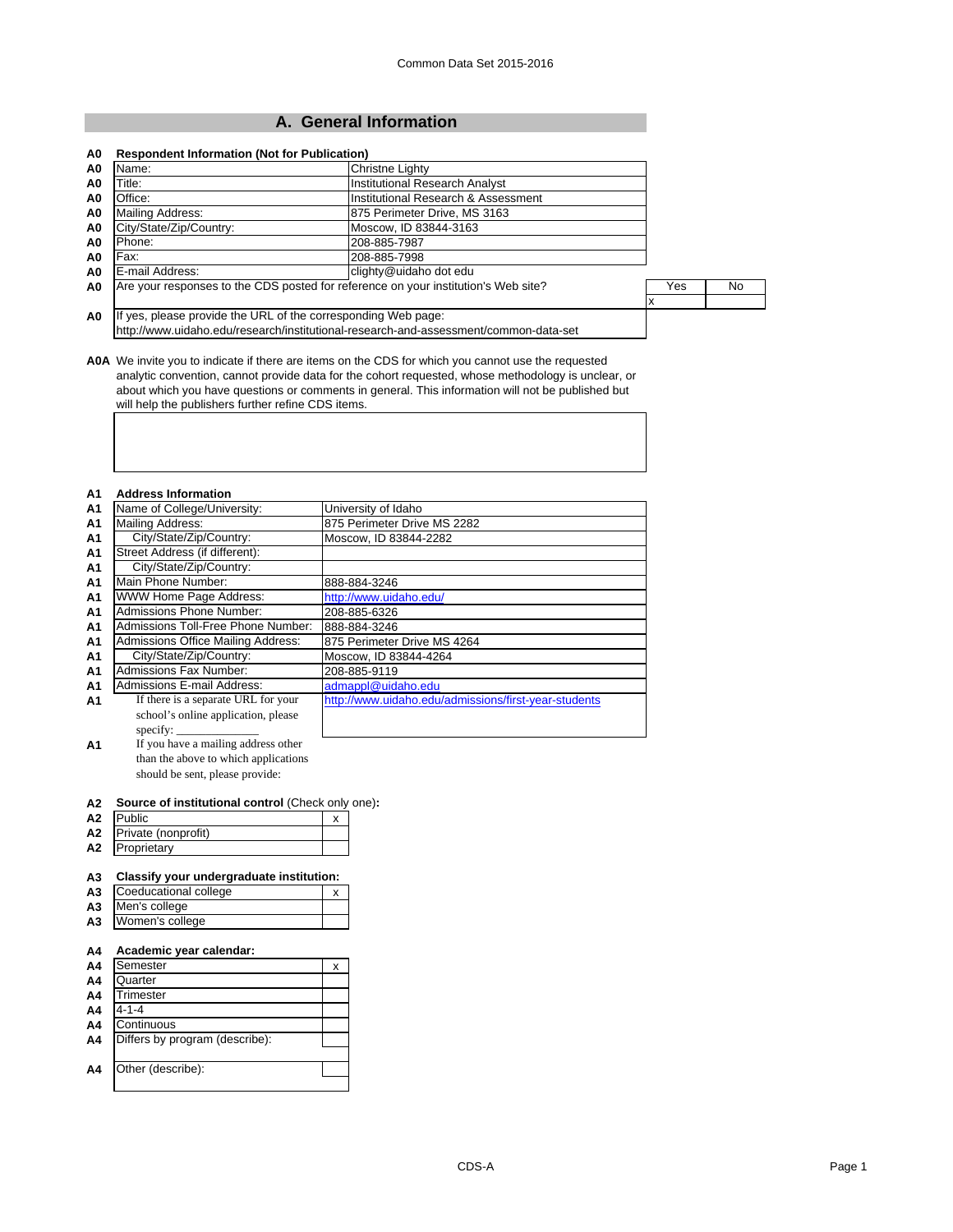Common Data Set 2015-2016

## A. General Information

**A0 Respondent Information (Not for Publication)**

| | | |
|---|---|---|
| A0 | Name: | Christne Lighty |
| A0 | Title: | Institutional Research Analyst |
| A0 | Office: | Institutional Research & Assessment |
| A0 | Mailing Address: | 875 Perimeter Drive, MS 3163 |
| A0 | City/State/Zip/Country: | Moscow, ID 83844-3163 |
| A0 | Phone: | 208-885-7987 |
| A0 | Fax: | 208-885-7998 |
| A0 | E-mail Address: | clighty@uidaho dot edu |

| | | Yes | No |
|---|---|---|---|
| A0 | Are your responses to the CDS posted for reference on your institution's Web site? | x | |

A0 If yes, please provide the URL of the corresponding Web page:
http://www.uidaho.edu/research/institutional-research-and-assessment/common-data-set

**A0A** We invite you to indicate if there are items on the CDS for which you cannot use the requested analytic convention, cannot provide data for the cohort requested, whose methodology is unclear, or about which you have questions or comments in general. This information will not be published but will help the publishers further refine CDS items.

**A1 Address Information**

| | | |
|---|---|---|
| A1 | Name of College/University: | University of Idaho |
| A1 | Mailing Address: | 875 Perimeter Drive MS 2282 |
| A1 | City/State/Zip/Country: | Moscow, ID 83844-2282 |
| A1 | Street Address (if different): | |
| A1 | City/State/Zip/Country: | |
| A1 | Main Phone Number: | 888-884-3246 |
| A1 | WWW Home Page Address: | http://www.uidaho.edu/ |
| A1 | Admissions Phone Number: | 208-885-6326 |
| A1 | Admissions Toll-Free Phone Number: | 888-884-3246 |
| A1 | Admissions Office Mailing Address: | 875 Perimeter Drive MS 4264 |
| A1 | City/State/Zip/Country: | Moscow, ID 83844-4264 |
| A1 | Admissions Fax Number: | 208-885-9119 |
| A1 | Admissions E-mail Address: | admappl@uidaho.edu |
| A1 | If there is a separate URL for your school's online application, please specify: _______________ | http://www.uidaho.edu/admissions/first-year-students |
| A1 | If you have a mailing address other than the above to which applications should be sent, please provide: | |

**A2 Source of institutional control** (Check only one)**:**

| | | |
|---|---|---|
| A2 | Public | x |
| A2 | Private (nonprofit) | |
| A2 | Proprietary | |

**A3 Classify your undergraduate institution:**

| | | |
|---|---|---|
| A3 | Coeducational college | x |
| A3 | Men's college | |
| A3 | Women's college | |

**A4 Academic year calendar:**

| | | |
|---|---|---|
| A4 | Semester | x |
| A4 | Quarter | |
| A4 | Trimester | |
| A4 | 4-1-4 | |
| A4 | Continuous | |
| A4 | Differs by program (describe): | |
| A4 | Other (describe): | |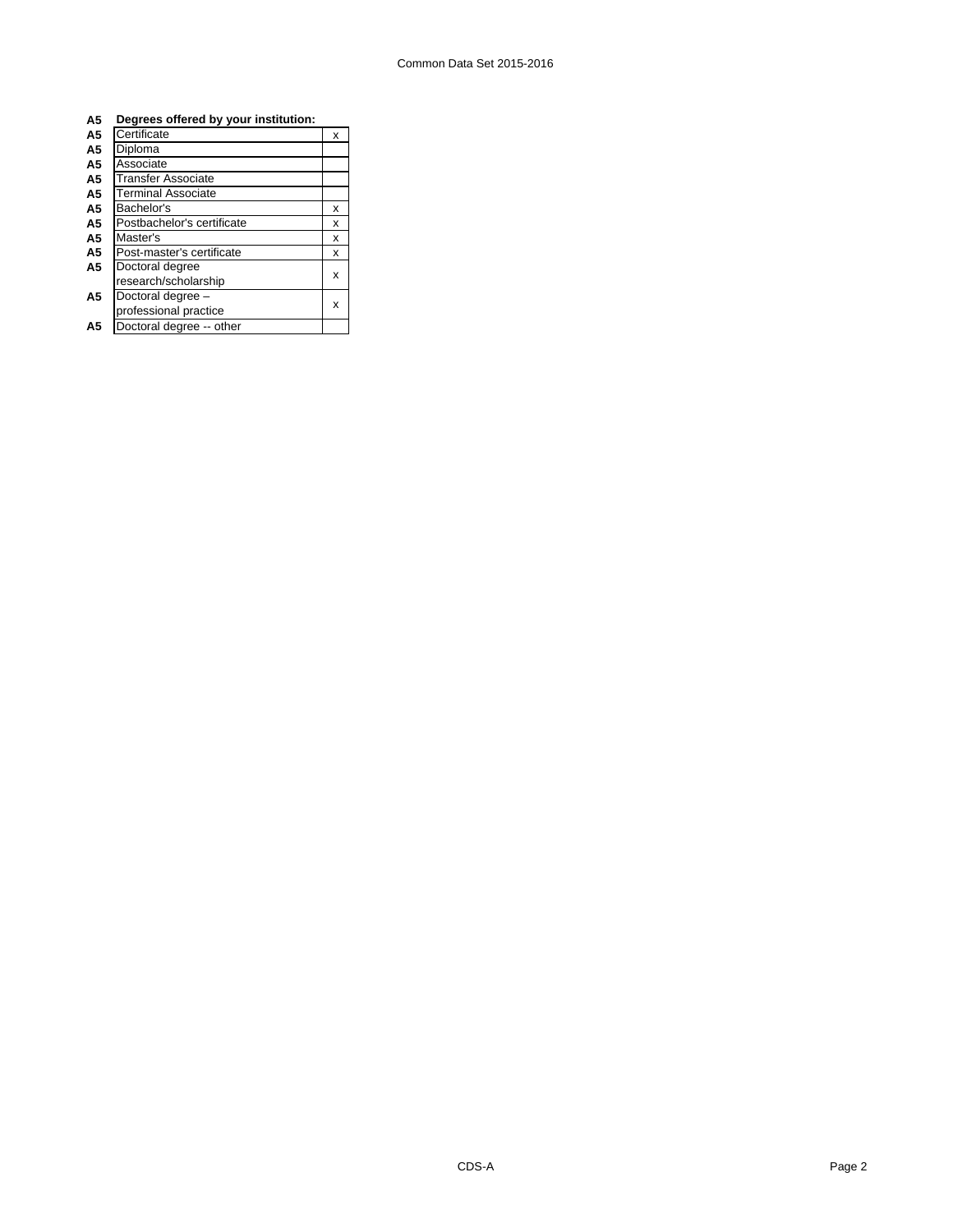| | Degrees offered by your institution: | |
|---|---|---|
| A5 | Certificate | x |
| A5 | Diploma | |
| A5 | Associate | |
| A5 | Transfer Associate | |
| A5 | Terminal Associate | |
| A5 | Bachelor's | x |
| A5 | Postbachelor's certificate | x |
| A5 | Master's | x |
| A5 | Post-master's certificate | x |
| A5 | Doctoral degree research/scholarship | x |
| A5 | Doctoral degree – professional practice | x |
| A5 | Doctoral degree -- other | |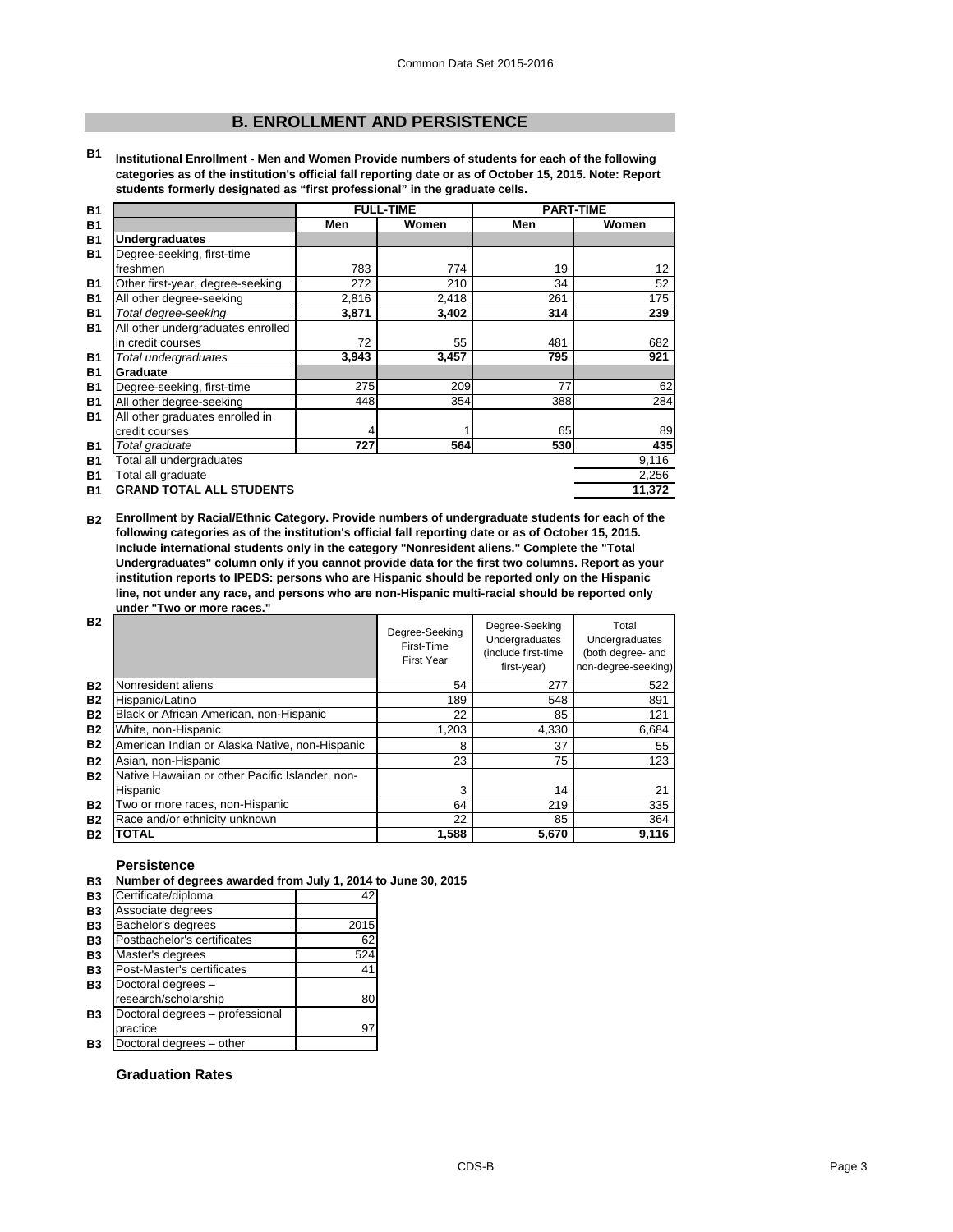## B. ENROLLMENT AND PERSISTENCE

**B1 Institutional Enrollment - Men and Women Provide numbers of students for each of the following categories as of the institution's official fall reporting date or as of October 15, 2015. Note: Report students formerly designated as "first professional" in the graduate cells.**

| | FULL-TIME | | PART-TIME | |
|---|---|---|---|---|
| | Men | Women | Men | Women |
| **Undergraduates** | | | | |
| Degree-seeking, first-time freshmen | 783 | 774 | 19 | 12 |
| Other first-year, degree-seeking | 272 | 210 | 34 | 52 |
| All other degree-seeking | 2,816 | 2,418 | 261 | 175 |
| *Total degree-seeking* | **3,871** | **3,402** | **314** | **239** |
| All other undergraduates enrolled in credit courses | 72 | 55 | 481 | 682 |
| *Total undergraduates* | **3,943** | **3,457** | **795** | **921** |
| **Graduate** | | | | |
| Degree-seeking, first-time | 275 | 209 | 77 | 62 |
| All other degree-seeking | 448 | 354 | 388 | 284 |
| All other graduates enrolled in credit courses | 4 | 1 | 65 | 89 |
| *Total graduate* | **727** | **564** | **530** | **435** |
| Total all undergraduates | | | | 9,116 |
| Total all graduate | | | | 2,256 |
| **GRAND TOTAL ALL STUDENTS** | | | | **11,372** |

**B2 Enrollment by Racial/Ethnic Category. Provide numbers of undergraduate students for each of the following categories as of the institution's official fall reporting date or as of October 15, 2015. Include international students only in the category "Nonresident aliens." Complete the "Total Undergraduates" column only if you cannot provide data for the first two columns. Report as your institution reports to IPEDS: persons who are Hispanic should be reported only on the Hispanic line, not under any race, and persons who are non-Hispanic multi-racial should be reported only under "Two or more races."**

| | Degree-Seeking First-Time First Year | Degree-Seeking Undergraduates (include first-time first-year) | Total Undergraduates (both degree- and non-degree-seeking) |
|---|---|---|---|
| Nonresident aliens | 54 | 277 | 522 |
| Hispanic/Latino | 189 | 548 | 891 |
| Black or African American, non-Hispanic | 22 | 85 | 121 |
| White, non-Hispanic | 1,203 | 4,330 | 6,684 |
| American Indian or Alaska Native, non-Hispanic | 8 | 37 | 55 |
| Asian, non-Hispanic | 23 | 75 | 123 |
| Native Hawaiian or other Pacific Islander, non-Hispanic | 3 | 14 | 21 |
| Two or more races, non-Hispanic | 64 | 219 | 335 |
| Race and/or ethnicity unknown | 22 | 85 | 364 |
| **TOTAL** | **1,588** | **5,670** | **9,116** |

### Persistence

**B3 Number of degrees awarded from July 1, 2014 to June 30, 2015**

| | |
|---|---|
| Certificate/diploma | 42 |
| Associate degrees | |
| Bachelor's degrees | 2015 |
| Postbachelor's certificates | 62 |
| Master's degrees | 524 |
| Post-Master's certificates | 41 |
| Doctoral degrees – research/scholarship | 80 |
| Doctoral degrees – professional practice | 97 |
| Doctoral degrees – other | |

### Graduation Rates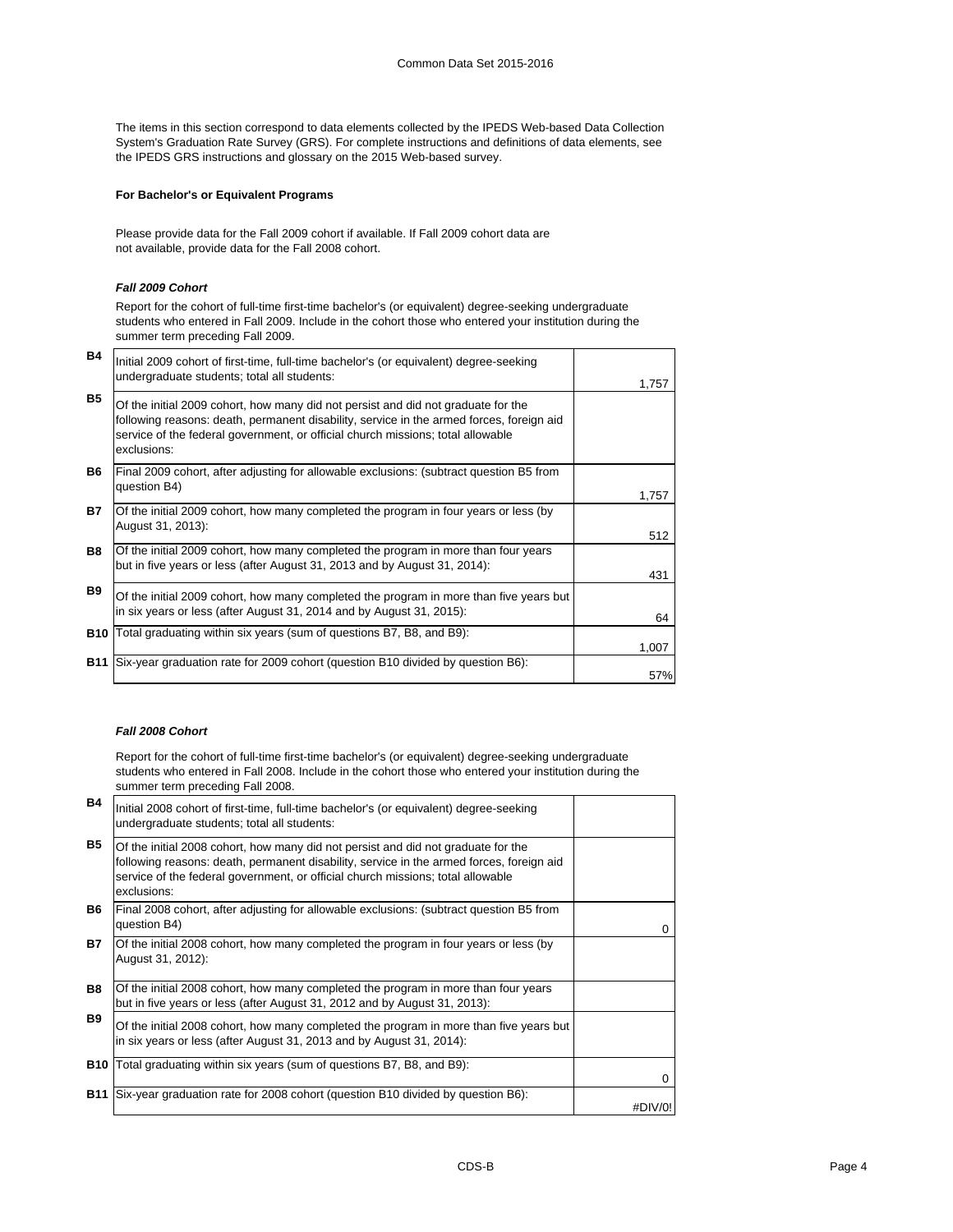The items in this section correspond to data elements collected by the IPEDS Web-based Data Collection System's Graduation Rate Survey (GRS). For complete instructions and definitions of data elements, see the IPEDS GRS instructions and glossary on the 2015 Web-based survey.

**For Bachelor's or Equivalent Programs**

Please provide data for the Fall 2009 cohort if available. If Fall 2009 cohort data are not available, provide data for the Fall 2008 cohort.

***Fall 2009 Cohort***

Report for the cohort of full-time first-time bachelor's (or equivalent) degree-seeking undergraduate students who entered in Fall 2009. Include in the cohort those who entered your institution during the summer term preceding Fall 2009.

| | | |
|---|---|---|
| B4 | Initial 2009 cohort of first-time, full-time bachelor's (or equivalent) degree-seeking undergraduate students; total all students: | 1,757 |
| B5 | Of the initial 2009 cohort, how many did not persist and did not graduate for the following reasons: death, permanent disability, service in the armed forces, foreign aid service of the federal government, or official church missions; total allowable exclusions: | |
| B6 | Final 2009 cohort, after adjusting for allowable exclusions: (subtract question B5 from question B4) | 1,757 |
| B7 | Of the initial 2009 cohort, how many completed the program in four years or less (by August 31, 2013): | 512 |
| B8 | Of the initial 2009 cohort, how many completed the program in more than four years but in five years or less (after August 31, 2013 and by August 31, 2014): | 431 |
| B9 | Of the initial 2009 cohort, how many completed the program in more than five years but in six years or less (after August 31, 2014 and by August 31, 2015): | 64 |
| B10 | Total graduating within six years (sum of questions B7, B8, and B9): | 1,007 |
| B11 | Six-year graduation rate for 2009 cohort (question B10 divided by question B6): | 57% |

***Fall 2008 Cohort***

Report for the cohort of full-time first-time bachelor's (or equivalent) degree-seeking undergraduate students who entered in Fall 2008. Include in the cohort those who entered your institution during the summer term preceding Fall 2008.

| | | |
|---|---|---|
| B4 | Initial 2008 cohort of first-time, full-time bachelor's (or equivalent) degree-seeking undergraduate students; total all students: | |
| B5 | Of the initial 2008 cohort, how many did not persist and did not graduate for the following reasons: death, permanent disability, service in the armed forces, foreign aid service of the federal government, or official church missions; total allowable exclusions: | |
| B6 | Final 2008 cohort, after adjusting for allowable exclusions: (subtract question B5 from question B4) | 0 |
| B7 | Of the initial 2008 cohort, how many completed the program in four years or less (by August 31, 2012): | |
| B8 | Of the initial 2008 cohort, how many completed the program in more than four years but in five years or less (after August 31, 2012 and by August 31, 2013): | |
| B9 | Of the initial 2008 cohort, how many completed the program in more than five years but in six years or less (after August 31, 2013 and by August 31, 2014): | |
| B10 | Total graduating within six years (sum of questions B7, B8, and B9): | 0 |
| B11 | Six-year graduation rate for 2008 cohort (question B10 divided by question B6): | #DIV/0! |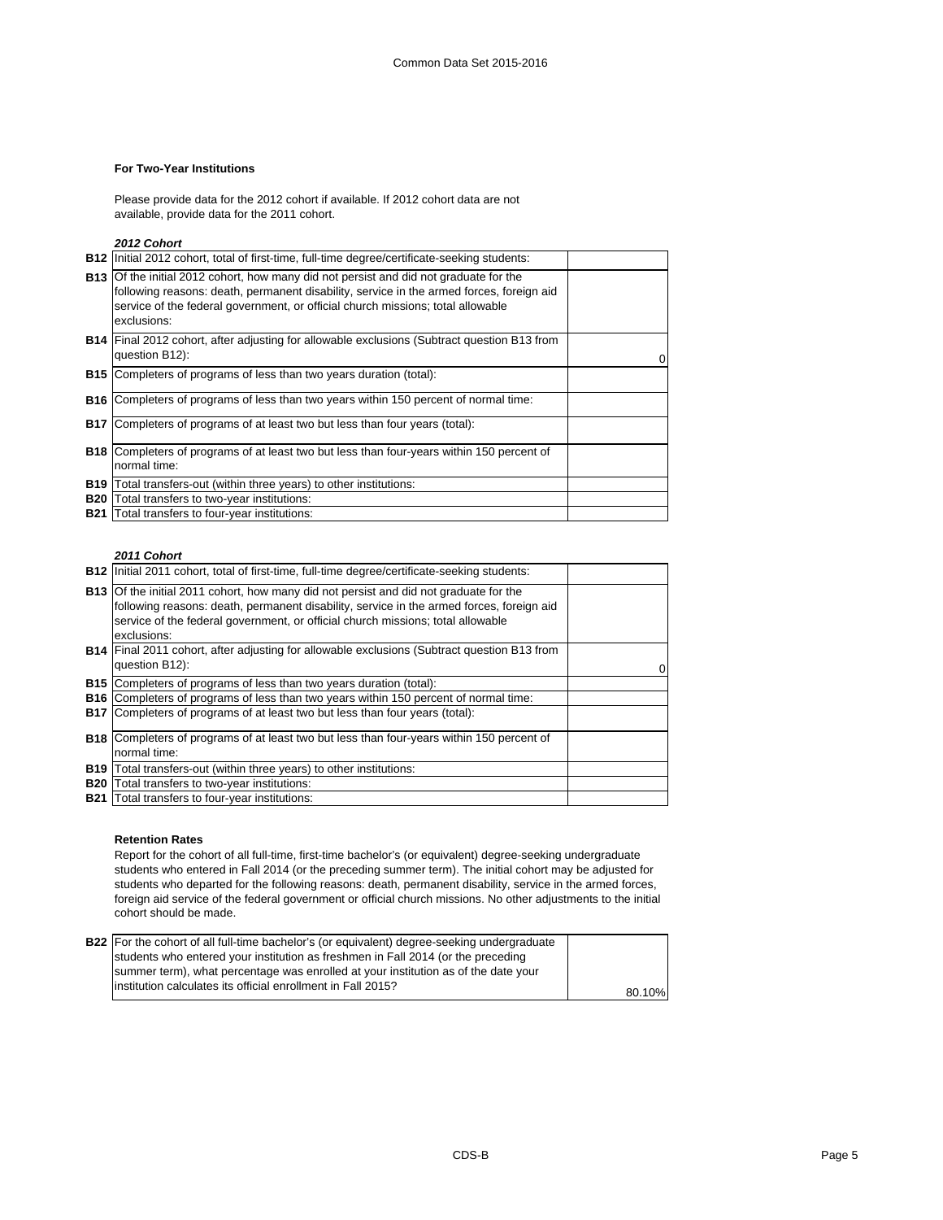### For Two-Year Institutions

Please provide data for the 2012 cohort if available. If 2012 cohort data are not available, provide data for the 2011 cohort.

***2012 Cohort***

| | | |
|---|---|---|
| **B12** | Initial 2012 cohort, total of first-time, full-time degree/certificate-seeking students: | |
| **B13** | Of the initial 2012 cohort, how many did not persist and did not graduate for the following reasons: death, permanent disability, service in the armed forces, foreign aid service of the federal government, or official church missions; total allowable exclusions: | |
| **B14** | Final 2012 cohort, after adjusting for allowable exclusions (Subtract question B13 from question B12): | 0 |
| **B15** | Completers of programs of less than two years duration (total): | |
| **B16** | Completers of programs of less than two years within 150 percent of normal time: | |
| **B17** | Completers of programs of at least two but less than four years (total): | |
| **B18** | Completers of programs of at least two but less than four-years within 150 percent of normal time: | |
| **B19** | Total transfers-out (within three years) to other institutions: | |
| **B20** | Total transfers to two-year institutions: | |
| **B21** | Total transfers to four-year institutions: | |

***2011 Cohort***

| | | |
|---|---|---|
| **B12** | Initial 2011 cohort, total of first-time, full-time degree/certificate-seeking students: | |
| **B13** | Of the initial 2011 cohort, how many did not persist and did not graduate for the following reasons: death, permanent disability, service in the armed forces, foreign aid service of the federal government, or official church missions; total allowable exclusions: | |
| **B14** | Final 2011 cohort, after adjusting for allowable exclusions (Subtract question B13 from question B12): | 0 |
| **B15** | Completers of programs of less than two years duration (total): | |
| **B16** | Completers of programs of less than two years within 150 percent of normal time: | |
| **B17** | Completers of programs of at least two but less than four years (total): | |
| **B18** | Completers of programs of at least two but less than four-years within 150 percent of normal time: | |
| **B19** | Total transfers-out (within three years) to other institutions: | |
| **B20** | Total transfers to two-year institutions: | |
| **B21** | Total transfers to four-year institutions: | |

### Retention Rates

Report for the cohort of all full-time, first-time bachelor's (or equivalent) degree-seeking undergraduate students who entered in Fall 2014 (or the preceding summer term). The initial cohort may be adjusted for students who departed for the following reasons: death, permanent disability, service in the armed forces, foreign aid service of the federal government or official church missions. No other adjustments to the initial cohort should be made.

| | | |
|---|---|---|
| **B22** | For the cohort of all full-time bachelor's (or equivalent) degree-seeking undergraduate students who entered your institution as freshmen in Fall 2014 (or the preceding summer term), what percentage was enrolled at your institution as of the date your institution calculates its official enrollment in Fall 2015? | 80.10% |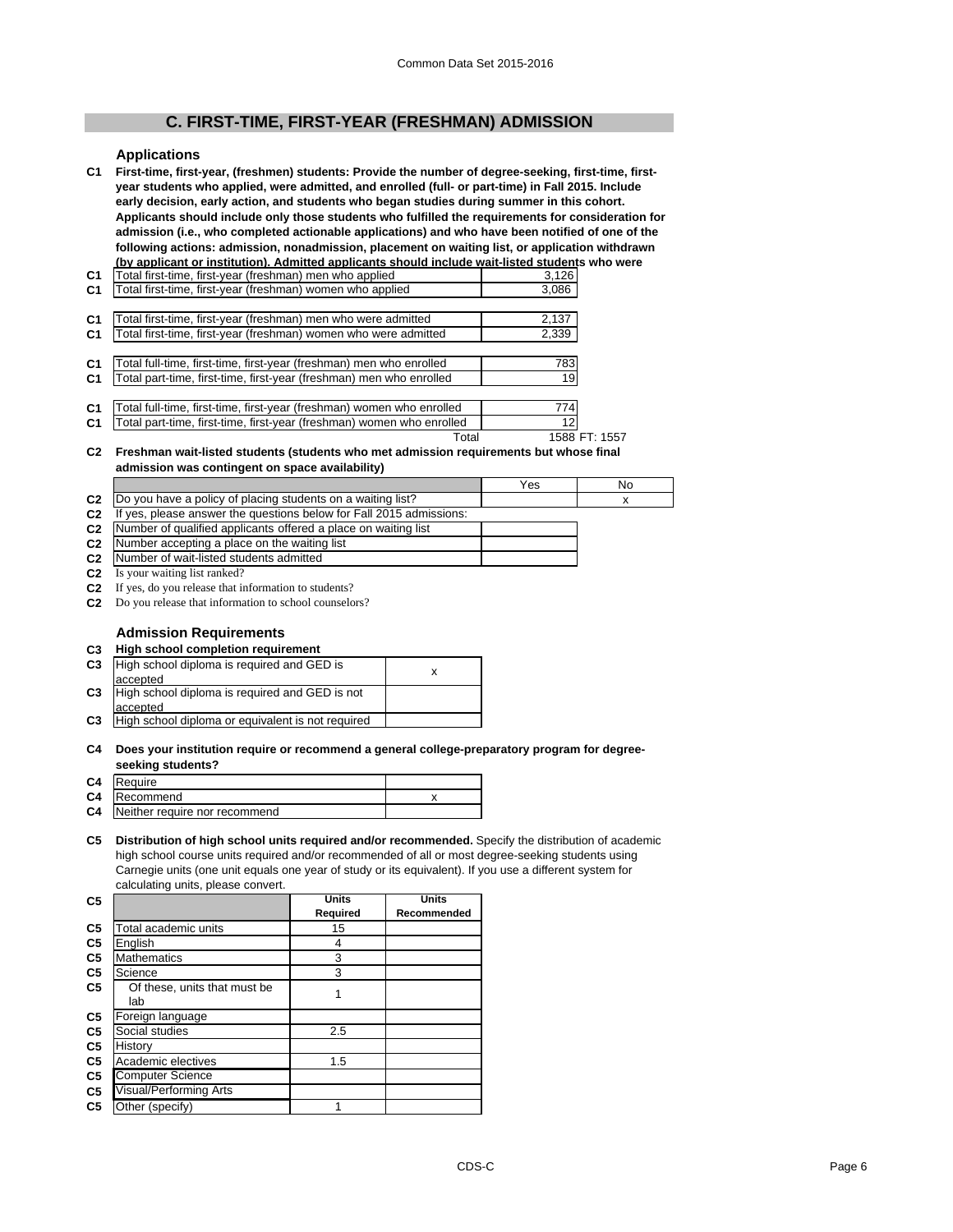## C. FIRST-TIME, FIRST-YEAR (FRESHMAN) ADMISSION

### Applications

**C1 First-time, first-year, (freshmen) students: Provide the number of degree-seeking, first-time, first-year students who applied, were admitted, and enrolled (full- or part-time) in Fall 2015. Include early decision, early action, and students who began studies during summer in this cohort. Applicants should include only those students who fulfilled the requirements for consideration for admission (i.e., who completed actionable applications) and who have been notified of one of the following actions: admission, nonadmission, placement on waiting list, or application withdrawn (by applicant or institution). Admitted applicants should include wait-listed students who were**

| | | |
|---|---|---|
| C1 | Total first-time, first-year (freshman) men who applied | 3,126 |
| C1 | Total first-time, first-year (freshman) women who applied | 3,086 |
| C1 | Total first-time, first-year (freshman) men who were admitted | 2,137 |
| C1 | Total first-time, first-year (freshman) women who were admitted | 2,339 |
| C1 | Total full-time, first-time, first-year (freshman) men who enrolled | 783 |
| C1 | Total part-time, first-time, first-year (freshman) men who enrolled | 19 |
| C1 | Total full-time, first-time, first-year (freshman) women who enrolled | 774 |
| C1 | Total part-time, first-time, first-year (freshman) women who enrolled | 12 |
| | Total | 1588 FT: 1557 |

**C2 Freshman wait-listed students (students who met admission requirements but whose final admission was contingent on space availability)**

| | | Yes | No |
|---|---|---|---|
| C2 | Do you have a policy of placing students on a waiting list? | | x |
| C2 | If yes, please answer the questions below for Fall 2015 admissions: | | |
| C2 | Number of qualified applicants offered a place on waiting list | | |
| C2 | Number accepting a place on the waiting list | | |
| C2 | Number of wait-listed students admitted | | |
| C2 | Is your waiting list ranked? | | |
| C2 | If yes, do you release that information to students? | | |
| C2 | Do you release that information to school counselors? | | |

### Admission Requirements

**C3 High school completion requirement**

| | | |
|---|---|---|
| C3 | High school diploma is required and GED is accepted | x |
| C3 | High school diploma is required and GED is not accepted | |
| C3 | High school diploma or equivalent is not required | |

**C4 Does your institution require or recommend a general college-preparatory program for degree-seeking students?**

| | | |
|---|---|---|
| C4 | Require | |
| C4 | Recommend | x |
| C4 | Neither require nor recommend | |

**C5 Distribution of high school units required and/or recommended.** Specify the distribution of academic high school course units required and/or recommended of all or most degree-seeking students using Carnegie units (one unit equals one year of study or its equivalent). If you use a different system for calculating units, please convert.

| | | Units Required | Units Recommended |
|---|---|---|---|
| C5 | Total academic units | 15 | |
| C5 | English | 4 | |
| C5 | Mathematics | 3 | |
| C5 | Science | 3 | |
| C5 | Of these, units that must be lab | 1 | |
| C5 | Foreign language | | |
| C5 | Social studies | 2.5 | |
| C5 | History | | |
| C5 | Academic electives | 1.5 | |
| C5 | Computer Science | | |
| C5 | Visual/Performing Arts | | |
| C5 | Other (specify) | 1 | |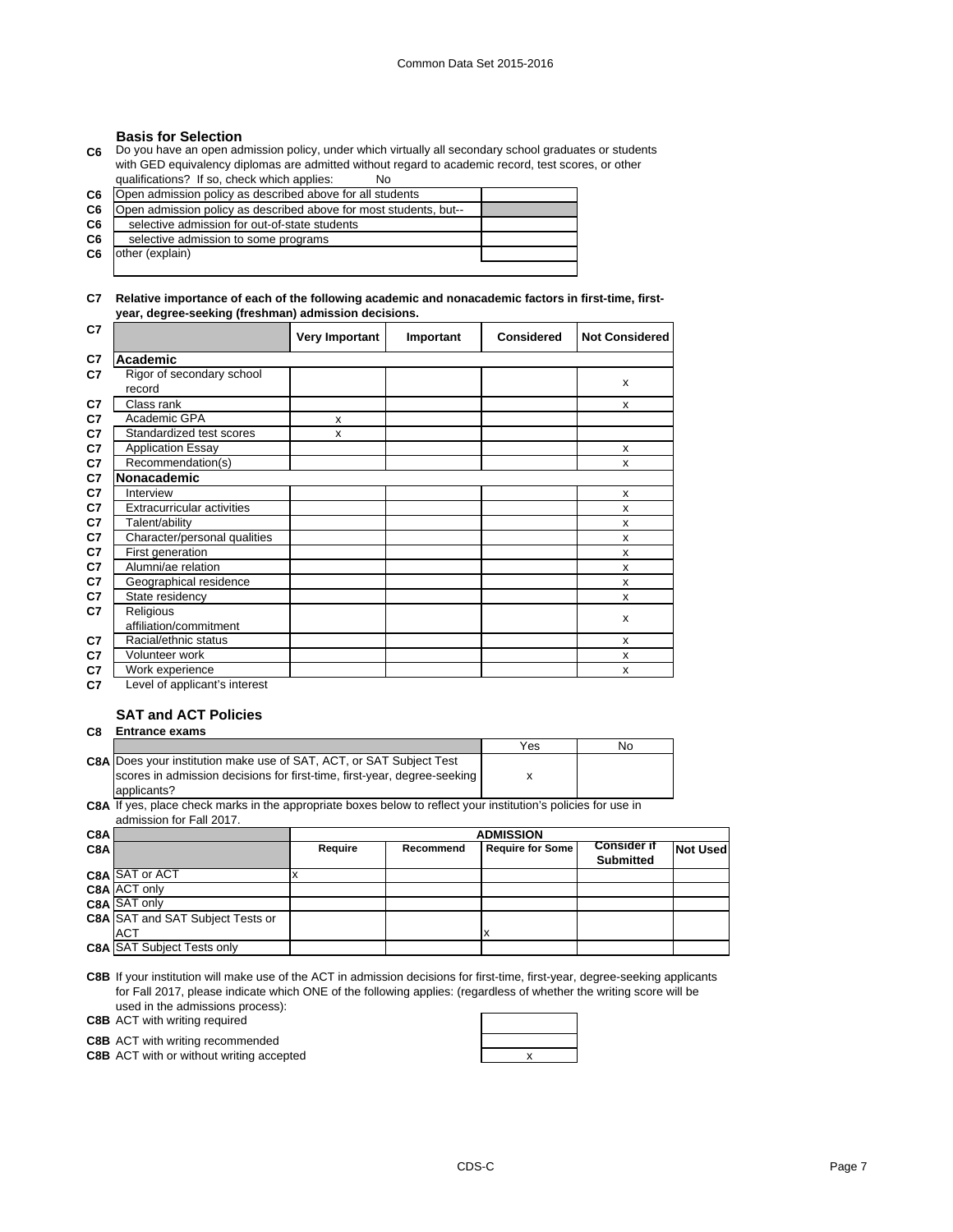### Basis for Selection

**C6** Do you have an open admission policy, under which virtually all secondary school graduates or students with GED equivalency diplomas are admitted without regard to academic record, test scores, or other qualifications? If so, check which applies: No

| | | |
|---|---|---|
| C6 | Open admission policy as described above for all students | |
| C6 | Open admission policy as described above for most students, but-- | |
| C6 | selective admission for out-of-state students | |
| C6 | selective admission to some programs | |
| C6 | other (explain) | |

**C7 Relative importance of each of the following academic and nonacademic factors in first-time, first-year, degree-seeking (freshman) admission decisions.**

| C7 | | Very Important | Important | Considered | Not Considered |
|---|---|---|---|---|---|
| C7 | **Academic** | | | | |
| C7 | Rigor of secondary school record | | | | x |
| C7 | Class rank | | | | x |
| C7 | Academic GPA | x | | | |
| C7 | Standardized test scores | x | | | |
| C7 | Application Essay | | | | x |
| C7 | Recommendation(s) | | | | x |
| C7 | **Nonacademic** | | | | |
| C7 | Interview | | | | x |
| C7 | Extracurricular activities | | | | x |
| C7 | Talent/ability | | | | x |
| C7 | Character/personal qualities | | | | x |
| C7 | First generation | | | | x |
| C7 | Alumni/ae relation | | | | x |
| C7 | Geographical residence | | | | x |
| C7 | State residency | | | | x |
| C7 | Religious affiliation/commitment | | | | x |
| C7 | Racial/ethnic status | | | | x |
| C7 | Volunteer work | | | | x |
| C7 | Work experience | | | | x |
| C7 | Level of applicant's interest | | | | |

### SAT and ACT Policies

**C8 Entrance exams**

| | | Yes | No |
|---|---|---|---|
| C8A | Does your institution make use of SAT, ACT, or SAT Subject Test scores in admission decisions for first-time, first-year, degree-seeking applicants? | x | |

**C8A** If yes, place check marks in the appropriate boxes below to reflect your institution's policies for use in admission for Fall 2017.

| C8A | | ADMISSION | | | | |
|---|---|---|---|---|---|---|
| C8A | | Require | Recommend | Require for Some | Consider if Submitted | Not Used |
| C8A | SAT or ACT | x | | | | |
| C8A | ACT only | | | | | |
| C8A | SAT only | | | | | |
| C8A | SAT and SAT Subject Tests or ACT | | | x | | |
| C8A | SAT Subject Tests only | | | | | |

**C8B** If your institution will make use of the ACT in admission decisions for first-time, first-year, degree-seeking applicants for Fall 2017, please indicate which ONE of the following applies: (regardless of whether the writing score will be used in the admissions process):

| | | |
|---|---|---|
| C8B | ACT with writing required | |
| C8B | ACT with writing recommended | |
| C8B | ACT with or without writing accepted | x |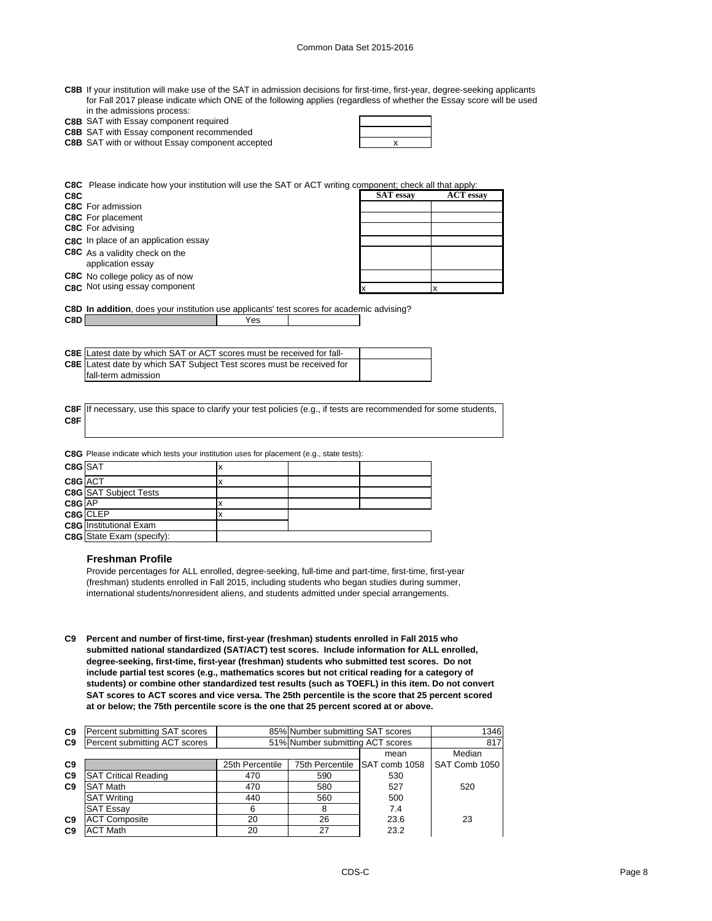**C8B** If your institution will make use of the SAT in admission decisions for first-time, first-year, degree-seeking applicants for Fall 2017 please indicate which ONE of the following applies (regardless of whether the Essay score will be used in the admissions process:

| | | |
|---|---|---|
| C8B | SAT with Essay component required | |
| C8B | SAT with Essay component recommended | |
| C8B | SAT with or without Essay component accepted | x |

**C8C** Please indicate how your institution will use the SAT or ACT writing component; check all that apply:

| | | SAT essay | ACT essay |
|---|---|---|---|
| C8C | For admission | | |
| C8C | For placement | | |
| C8C | For advising | | |
| C8C | In place of an application essay | | |
| C8C | As a validity check on the application essay | | |
| C8C | No college policy as of now | | |
| C8C | Not using essay component | x | x |

**C8D** **In addition**, does your institution use applicants' test scores for academic advising?

| | | | |
|---|---|---|---|
| C8D | | Yes | |

| | | |
|---|---|---|
| C8E | Latest date by which SAT or ACT scores must be received for fall- | |
| C8E | Latest date by which SAT Subject Test scores must be received for fall-term admission | |

**C8F** If necessary, use this space to clarify your test policies (e.g., if tests are recommended for some students,

**C8F**

**C8G** Please indicate which tests your institution uses for placement (e.g., state tests):

| | | | | |
|---|---|---|---|---|
| C8G | SAT | x | | |
| C8G | ACT | x | | |
| C8G | SAT Subject Tests | | | |
| C8G | AP | x | | |
| C8G | CLEP | x | | |
| C8G | Institutional Exam | | | |
| C8G | State Exam (specify): | | | |

### Freshman Profile

Provide percentages for ALL enrolled, degree-seeking, full-time and part-time, first-time, first-year (freshman) students enrolled in Fall 2015, including students who began studies during summer, international students/nonresident aliens, and students admitted under special arrangements.

**C9 Percent and number of first-time, first-year (freshman) students enrolled in Fall 2015 who submitted national standardized (SAT/ACT) test scores. Include information for ALL enrolled, degree-seeking, first-time, first-year (freshman) students who submitted test scores. Do not include partial test scores (e.g., mathematics scores but not critical reading for a category of students) or combine other standardized test results (such as TOEFL) in this item. Do not convert SAT scores to ACT scores and vice versa. The 25th percentile is the score that 25 percent scored at or below; the 75th percentile score is the one that 25 percent scored at or above.**

| | | | | | |
|---|---|---|---|---|---|
| C9 | Percent submitting SAT scores | 85% | Number submitting SAT scores | | 1346 |
| C9 | Percent submitting ACT scores | 51% | Number submitting ACT scores | | 817 |
| | | | | mean | Median |
| C9 | | 25th Percentile | 75th Percentile | SAT comb 1058 | SAT Comb 1050 |
| C9 | SAT Critical Reading | 470 | 590 | 530 | |
| C9 | SAT Math | 470 | 580 | 527 | 520 |
| | SAT Writing | 440 | 560 | 500 | |
| | SAT Essay | 6 | 8 | 7.4 | |
| C9 | ACT Composite | 20 | 26 | 23.6 | 23 |
| C9 | ACT Math | 20 | 27 | 23.2 | |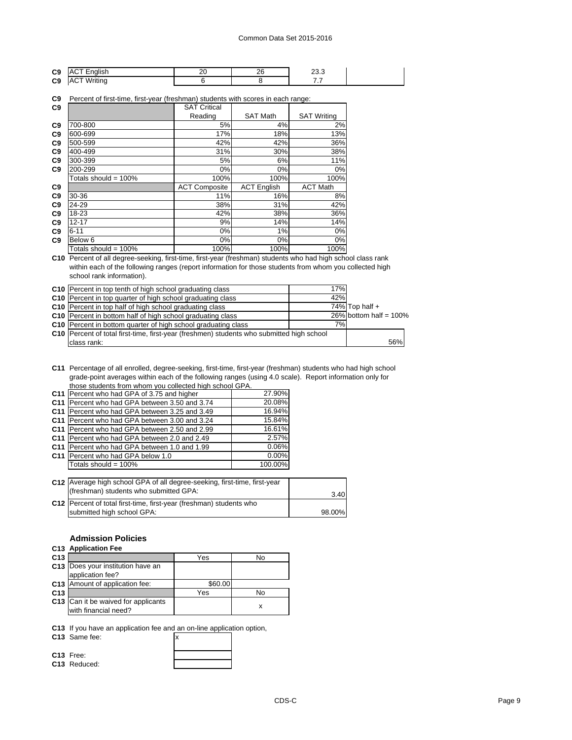| | | | | | |
|---|---|---|---|---|---|
| C9 | ACT English | 20 | 26 | 23.3 | |
| C9 | ACT Writing | 6 | 8 | 7.7 | |

**C9** Percent of first-time, first-year (freshman) students with scores in each range:

| | | SAT Critical Reading | SAT Math | SAT Writing |
|---|---|---|---|---|
| C9 | 700-800 | 5% | 4% | 2% |
| C9 | 600-699 | 17% | 18% | 13% |
| C9 | 500-599 | 42% | 42% | 36% |
| C9 | 400-499 | 31% | 30% | 38% |
| C9 | 300-399 | 5% | 6% | 11% |
| C9 | 200-299 | 0% | 0% | 0% |
| | Totals should = 100% | 100% | 100% | 100% |
| C9 | | ACT Composite | ACT English | ACT Math |
| C9 | 30-36 | 11% | 16% | 8% |
| C9 | 24-29 | 38% | 31% | 42% |
| C9 | 18-23 | 42% | 38% | 36% |
| C9 | 12-17 | 9% | 14% | 14% |
| C9 | 6-11 | 0% | 1% | 0% |
| C9 | Below 6 | 0% | 0% | 0% |
| | Totals should = 100% | 100% | 100% | 100% |

**C10** Percent of all degree-seeking, first-time, first-year (freshman) students who had high school class rank within each of the following ranges (report information for those students from whom you collected high school rank information).

| | | | |
|---|---|---|---|
| C10 | Percent in top tenth of high school graduating class | 17% | |
| C10 | Percent in top quarter of high school graduating class | 42% | |
| C10 | Percent in top half of high school graduating class | 74% | Top half + |
| C10 | Percent in bottom half of high school graduating class | 26% | bottom half = 100% |
| C10 | Percent in bottom quarter of high school graduating class | 7% | |
| C10 | Percent of total first-time, first-year (freshmen) students who submitted high school class rank: | | 56% |

**C11** Percentage of all enrolled, degree-seeking, first-time, first-year (freshman) students who had high school grade-point averages within each of the following ranges (using 4.0 scale). Report information only for those students from whom you collected high school GPA.

| | | |
|---|---|---|
| C11 | Percent who had GPA of 3.75 and higher | 27.90% |
| C11 | Percent who had GPA between 3.50 and 3.74 | 20.08% |
| C11 | Percent who had GPA between 3.25 and 3.49 | 16.94% |
| C11 | Percent who had GPA between 3.00 and 3.24 | 15.84% |
| C11 | Percent who had GPA between 2.50 and 2.99 | 16.61% |
| C11 | Percent who had GPA between 2.0 and 2.49 | 2.57% |
| C11 | Percent who had GPA between 1.0 and 1.99 | 0.06% |
| C11 | Percent who had GPA below 1.0 | 0.00% |
| | Totals should = 100% | 100.00% |

| | | |
|---|---|---|
| C12 | Average high school GPA of all degree-seeking, first-time, first-year (freshman) students who submitted GPA: | 3.40 |
| C12 | Percent of total first-time, first-year (freshman) students who submitted high school GPA: | 98.00% |

## Admission Policies

### C13 Application Fee

| | | Yes | No |
|---|---|---|---|
| C13 | Does your institution have an application fee? | | |
| C13 | Amount of application fee: | $60.00 | |
| C13 | | Yes | No |
| C13 | Can it be waived for applicants with financial need? | | x |

**C13** If you have an application fee and an on-line application option,

| | | |
|---|---|---|
| C13 | Same fee: | x |
| C13 | Free: | |
| C13 | Reduced: | |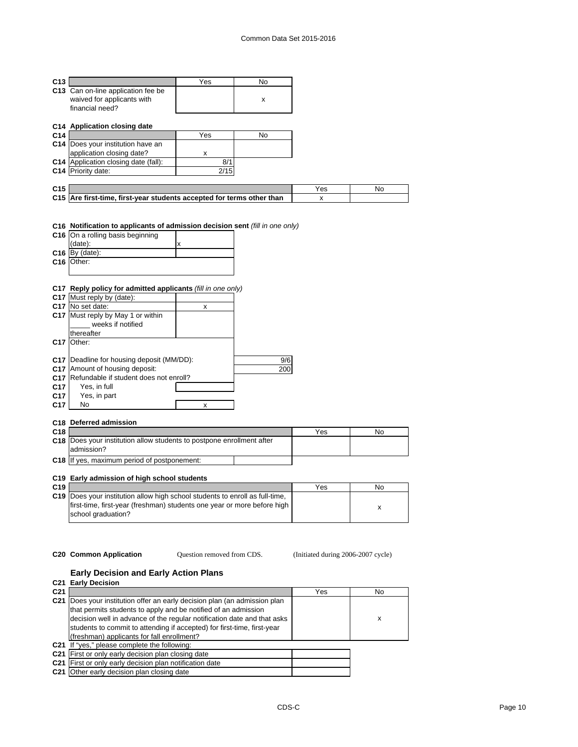| C13 | | Yes | No |
|---|---|---|---|
| C13 | Can on-line application fee be waived for applicants with financial need? | | x |

**C14 Application closing date**

| C14 | | Yes | No |
|---|---|---|---|
| C14 | Does your institution have an application closing date? | x | |
| C14 | Application closing date (fall): | 8/1 | |
| C14 | Priority date: | 2/15 | |

| C15 | | Yes | No |
|---|---|---|---|
| C15 | **Are first-time, first-year students accepted for terms other than** | x | |

**C16 Notification to applicants of admission decision sent** *(fill in one only)*

| C16 | | |
|---|---|---|
| C16 | On a rolling basis beginning (date): | x |
| C16 | By (date): | |
| C16 | Other: | |

**C17 Reply policy for admitted applicants** *(fill in one only)*

| C17 | | |
|---|---|---|
| C17 | Must reply by (date): | |
| C17 | No set date: | x |
| C17 | Must reply by May 1 or within _____ weeks if notified thereafter | |
| C17 | Other: | |

| C17 | | |
|---|---|---|
| C17 | Deadline for housing deposit (MM/DD): | 9/6 |
| C17 | Amount of housing deposit: | 200 |
| C17 | Refundable if student does not enroll? | |
| C17 | Yes, in full | |
| C17 | Yes, in part | |
| C17 | No | x |

**C18 Deferred admission**

| C18 | | Yes | No |
|---|---|---|---|
| C18 | Does your institution allow students to postpone enrollment after admission? | | |
| C18 | If yes, maximum period of postponement: | | |

**C19 Early admission of high school students**

| C19 | | Yes | No |
|---|---|---|---|
| C19 | Does your institution allow high school students to enroll as full-time, first-time, first-year (freshman) students one year or more before high school graduation? | | x |

**C20 Common Application** Question removed from CDS. (Initiated during 2006-2007 cycle)

## Early Decision and Early Action Plans

**C21 Early Decision**

| C21 | | Yes | No |
|---|---|---|---|
| C21 | Does your institution offer an early decision plan (an admission plan that permits students to apply and be notified of an admission decision well in advance of the regular notification date and that asks students to commit to attending if accepted) for first-time, first-year (freshman) applicants for fall enrollment? | | x |
| C21 | If "yes," please complete the following: | | |
| C21 | First or only early decision plan closing date | | |
| C21 | First or only early decision plan notification date | | |
| C21 | Other early decision plan closing date | | |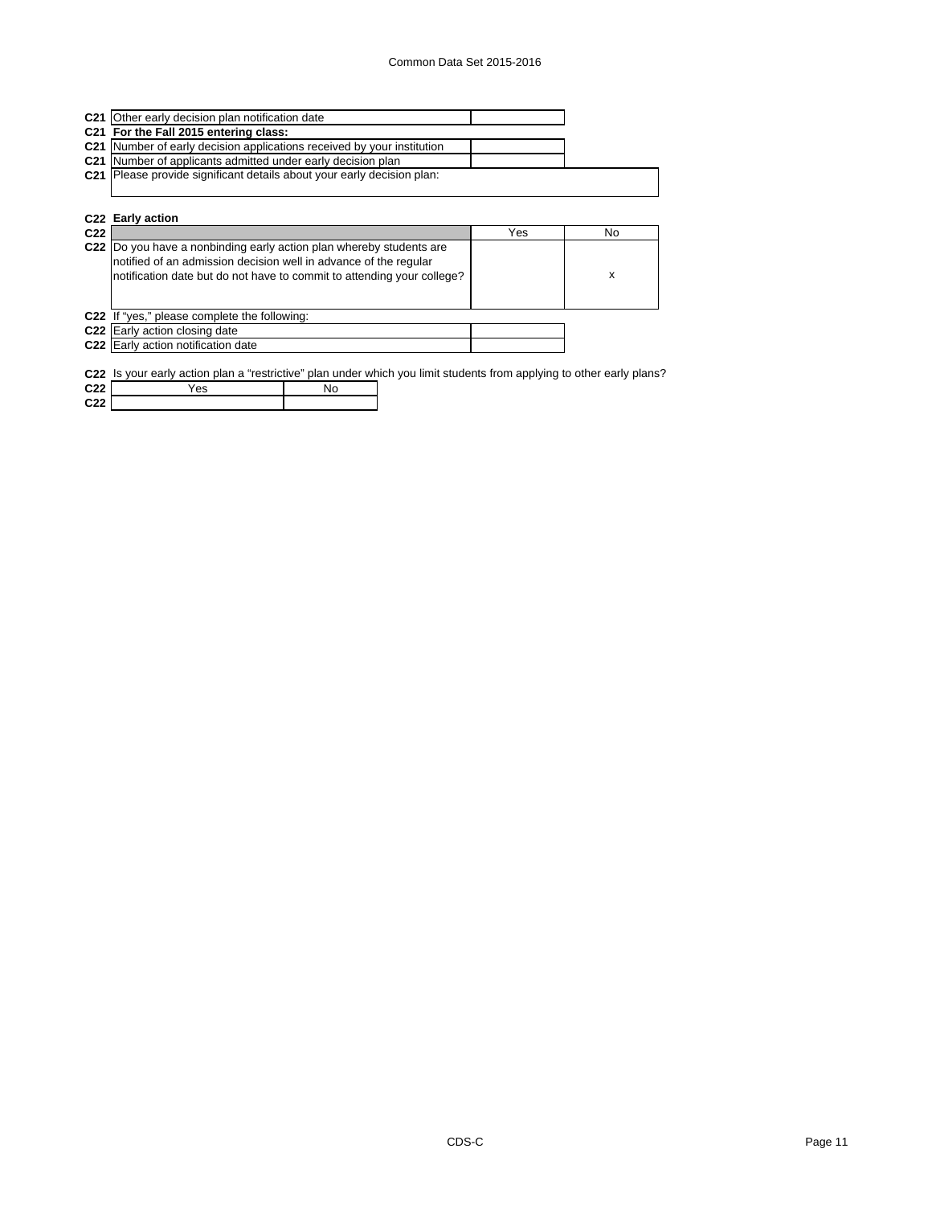| | | |
|---|---|---|
| **C21** | Other early decision plan notification date | |
| **C21** | **For the Fall 2015 entering class:** | |
| **C21** | Number of early decision applications received by your institution | |
| **C21** | Number of applicants admitted under early decision plan | |
| **C21** | Please provide significant details about your early decision plan: | |

**C22 Early action**

| | | Yes | No |
|---|---|---|---|
| **C22** | Do you have a nonbinding early action plan whereby students are notified of an admission decision well in advance of the regular notification date but do not have to commit to attending your college? | | x |

| | | |
|---|---|---|
| **C22** | If "yes," please complete the following: | |
| **C22** | Early action closing date | |
| **C22** | Early action notification date | |

**C22** Is your early action plan a "restrictive" plan under which you limit students from applying to other early plans?

| | Yes | No |
|---|---|---|
| **C22** | | |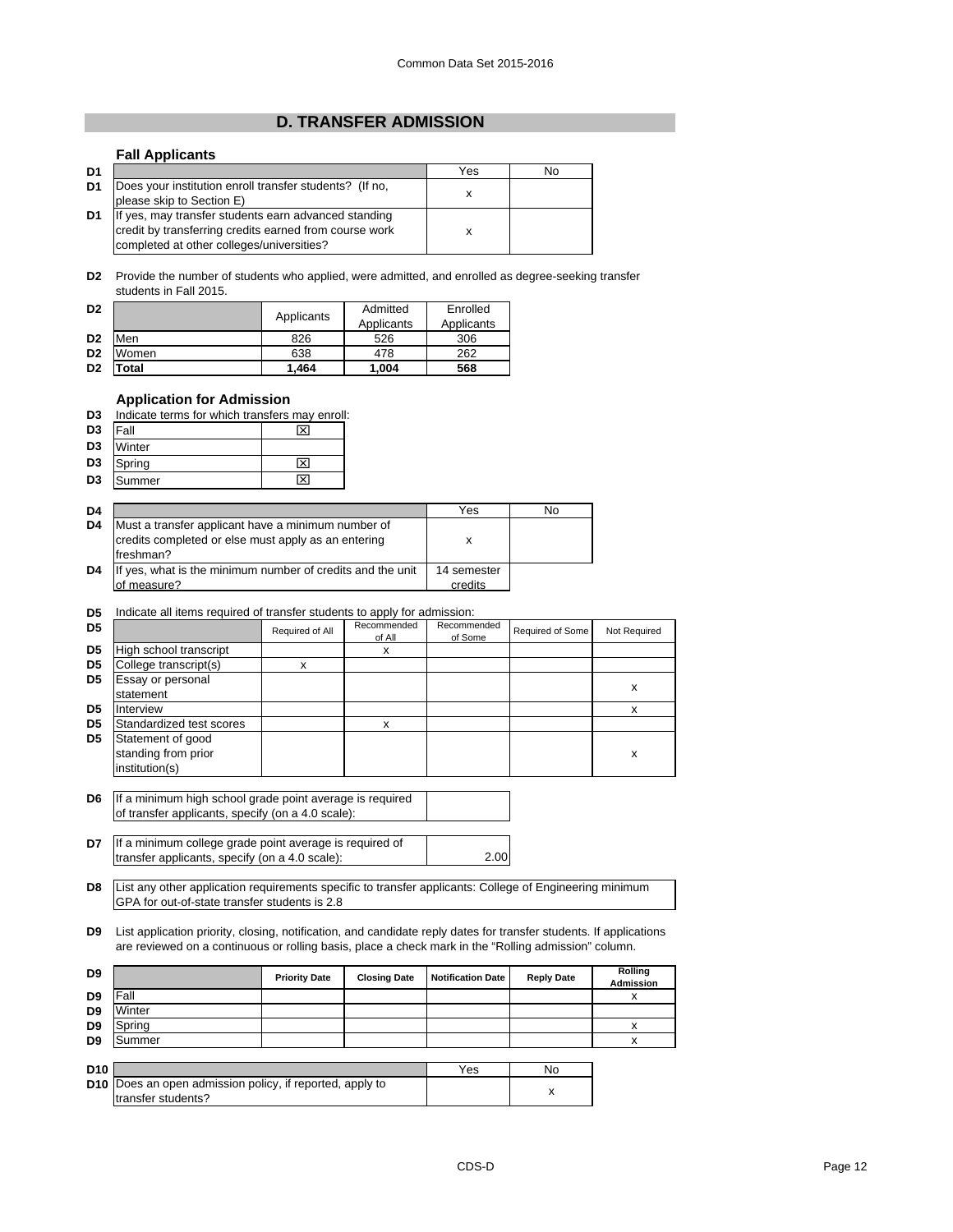## D. TRANSFER ADMISSION

### Fall Applicants

| D1 | | Yes | No |
|---|---|---|---|
| D1 | Does your institution enroll transfer students? (If no, please skip to Section E) | x | |
| D1 | If yes, may transfer students earn advanced standing credit by transferring credits earned from course work completed at other colleges/universities? | x | |

**D2** Provide the number of students who applied, were admitted, and enrolled as degree-seeking transfer students in Fall 2015.

| D2 | | Applicants | Admitted Applicants | Enrolled Applicants |
|---|---|---|---|---|
| D2 | Men | 826 | 526 | 306 |
| D2 | Women | 638 | 478 | 262 |
| D2 | **Total** | **1,464** | **1,004** | **568** |

### Application for Admission

**D3** Indicate terms for which transfers may enroll:

| D3 | Term | |
|---|---|---|
| D3 | Fall | ☒ |
| D3 | Winter | |
| D3 | Spring | ☒ |
| D3 | Summer | ☒ |

| D4 | | Yes | No |
|---|---|---|---|
| D4 | Must a transfer applicant have a minimum number of credits completed or else must apply as an entering freshman? | x | |
| D4 | If yes, what is the minimum number of credits and the unit of measure? | 14 semester credits | |

**D5** Indicate all items required of transfer students to apply for admission:

| D5 | | Required of All | Recommended of All | Recommended of Some | Required of Some | Not Required |
|---|---|---|---|---|---|---|
| D5 | High school transcript | | x | | | |
| D5 | College transcript(s) | x | | | | |
| D5 | Essay or personal statement | | | | | x |
| D5 | Interview | | | | | x |
| D5 | Standardized test scores | | x | | | |
| D5 | Statement of good standing from prior institution(s) | | | | | x |

**D6** If a minimum high school grade point average is required of transfer applicants, specify (on a 4.0 scale):

**D7** If a minimum college grade point average is required of transfer applicants, specify (on a 4.0 scale): 2.00

**D8** List any other application requirements specific to transfer applicants: College of Engineering minimum GPA for out-of-state transfer students is 2.8

**D9** List application priority, closing, notification, and candidate reply dates for transfer students. If applications are reviewed on a continuous or rolling basis, place a check mark in the "Rolling admission" column.

| D9 | | Priority Date | Closing Date | Notification Date | Reply Date | Rolling Admission |
|---|---|---|---|---|---|---|
| D9 | Fall | | | | | x |
| D9 | Winter | | | | | |
| D9 | Spring | | | | | x |
| D9 | Summer | | | | | x |

| D10 | | Yes | No |
|---|---|---|---|
| D10 | Does an open admission policy, if reported, apply to transfer students? | | x |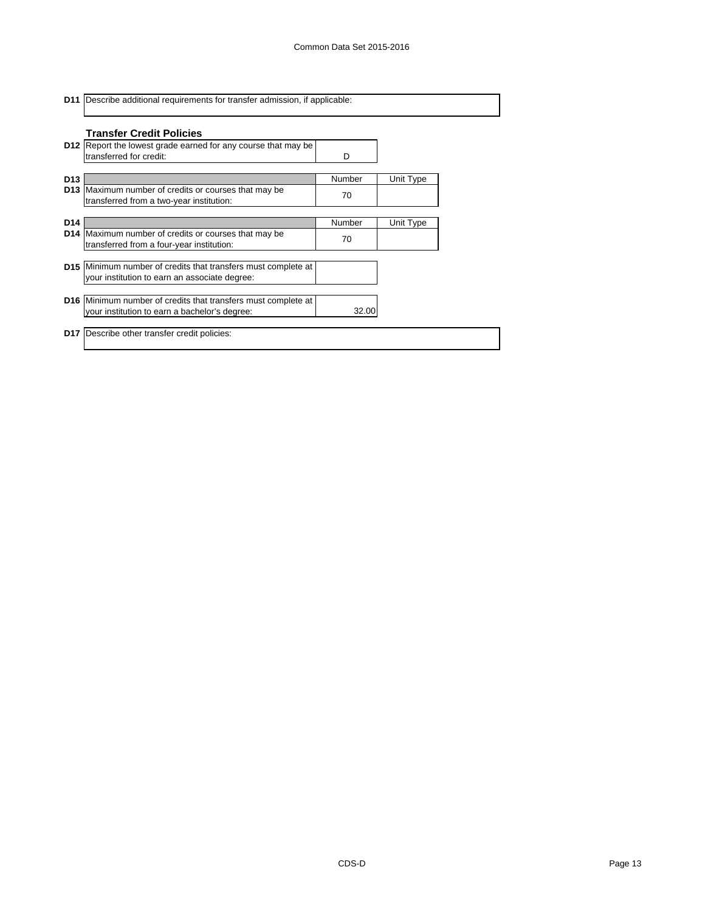**D11** Describe additional requirements for transfer admission, if applicable:

### Transfer Credit Policies

| | | |
|---|---|---|
| **D12** | Report the lowest grade earned for any course that may be transferred for credit: | D |

| | | Number | Unit Type |
|---|---|---|---|
| **D13** | Maximum number of credits or courses that may be transferred from a two-year institution: | 70 | |

| | | Number | Unit Type |
|---|---|---|---|
| **D14** | Maximum number of credits or courses that may be transferred from a four-year institution: | 70 | |

| | | |
|---|---|---|
| **D15** | Minimum number of credits that transfers must complete at your institution to earn an associate degree: | |
| **D16** | Minimum number of credits that transfers must complete at your institution to earn a bachelor's degree: | 32.00 |

**D17** Describe other transfer credit policies: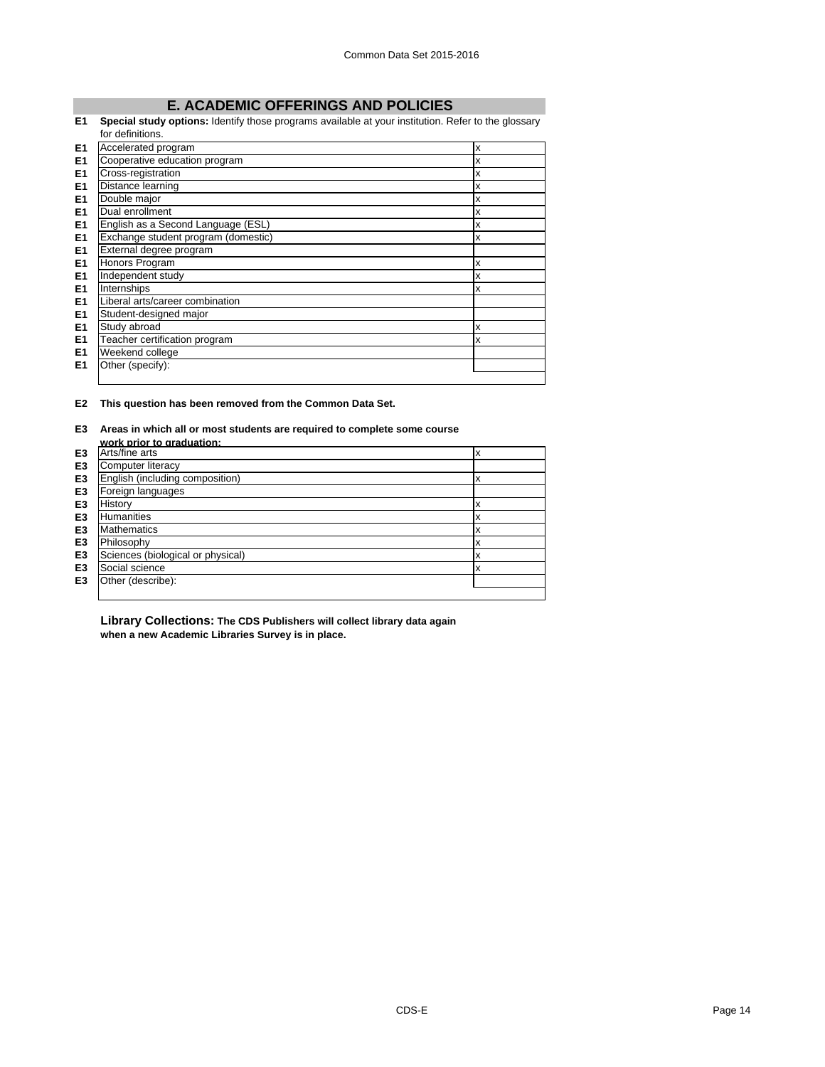## E. ACADEMIC OFFERINGS AND POLICIES

**E1 Special study options:** Identify those programs available at your institution. Refer to the glossary for definitions.

| | | |
|---|---|---|
| E1 | Accelerated program | x |
| E1 | Cooperative education program | x |
| E1 | Cross-registration | x |
| E1 | Distance learning | x |
| E1 | Double major | x |
| E1 | Dual enrollment | x |
| E1 | English as a Second Language (ESL) | x |
| E1 | Exchange student program (domestic) | x |
| E1 | External degree program | |
| E1 | Honors Program | x |
| E1 | Independent study | x |
| E1 | Internships | x |
| E1 | Liberal arts/career combination | |
| E1 | Student-designed major | |
| E1 | Study abroad | x |
| E1 | Teacher certification program | x |
| E1 | Weekend college | |
| E1 | Other (specify): | |

**E2 This question has been removed from the Common Data Set.**

**E3 Areas in which all or most students are required to complete some course work prior to graduation:**

| | | |
|---|---|---|
| E3 | Arts/fine arts | x |
| E3 | Computer literacy | |
| E3 | English (including composition) | x |
| E3 | Foreign languages | |
| E3 | History | x |
| E3 | Humanities | x |
| E3 | Mathematics | x |
| E3 | Philosophy | x |
| E3 | Sciences (biological or physical) | x |
| E3 | Social science | x |
| E3 | Other (describe): | |

**Library Collections: The CDS Publishers will collect library data again when a new Academic Libraries Survey is in place.**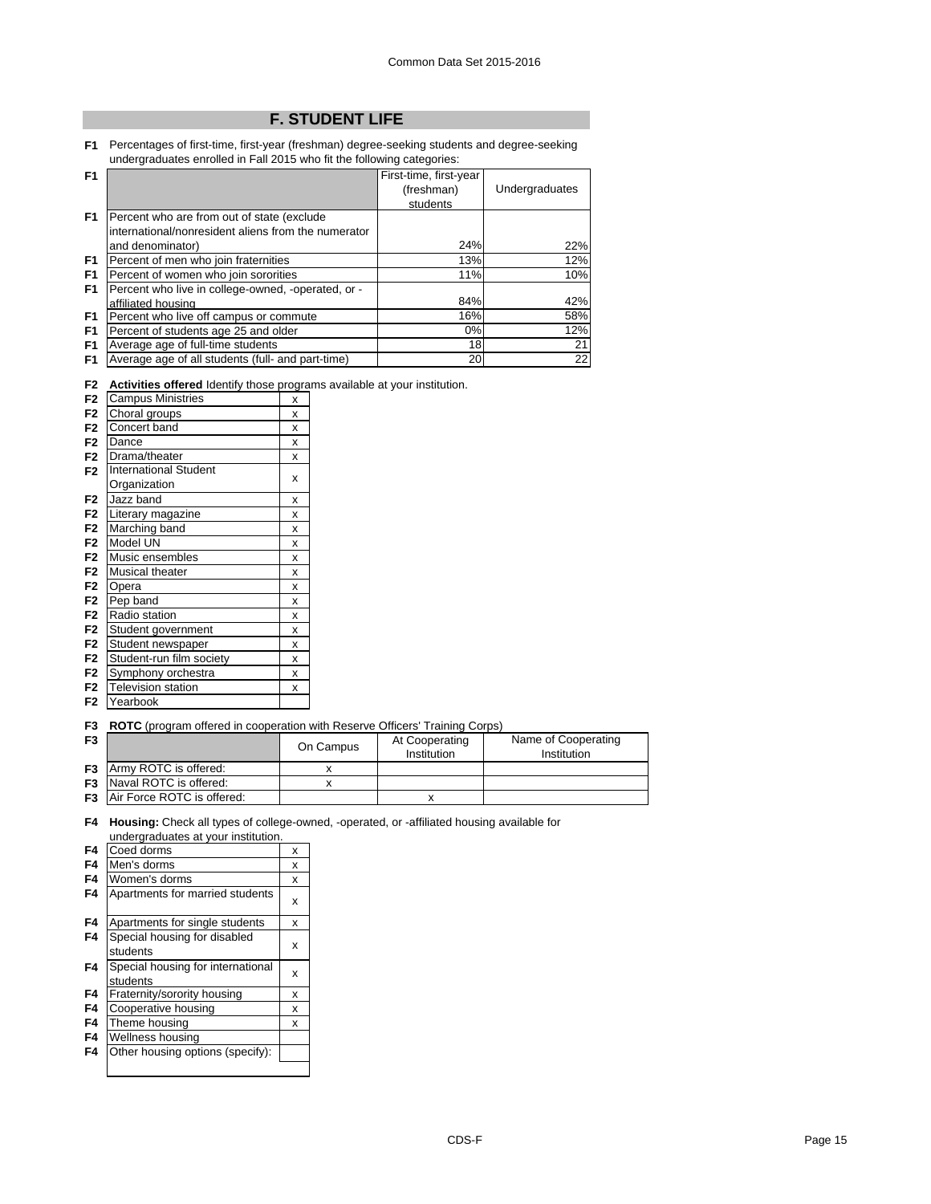## F. STUDENT LIFE

**F1** Percentages of first-time, first-year (freshman) degree-seeking students and degree-seeking undergraduates enrolled in Fall 2015 who fit the following categories:

| | | First-time, first-year (freshman) students | Undergraduates |
|---|---|---|---|
| F1 | Percent who are from out of state (exclude international/nonresident aliens from the numerator and denominator) | 24% | 22% |
| F1 | Percent of men who join fraternities | 13% | 12% |
| F1 | Percent of women who join sororities | 11% | 10% |
| F1 | Percent who live in college-owned, -operated, or -affiliated housing | 84% | 42% |
| F1 | Percent who live off campus or commute | 16% | 58% |
| F1 | Percent of students age 25 and older | 0% | 12% |
| F1 | Average age of full-time students | 18 | 21 |
| F1 | Average age of all students (full- and part-time) | 20 | 22 |

**F2** **Activities offered** Identify those programs available at your institution.

| | | |
|---|---|---|
| F2 | Campus Ministries | x |
| F2 | Choral groups | x |
| F2 | Concert band | x |
| F2 | Dance | x |
| F2 | Drama/theater | x |
| F2 | International Student Organization | x |
| F2 | Jazz band | x |
| F2 | Literary magazine | x |
| F2 | Marching band | x |
| F2 | Model UN | x |
| F2 | Music ensembles | x |
| F2 | Musical theater | x |
| F2 | Opera | x |
| F2 | Pep band | x |
| F2 | Radio station | x |
| F2 | Student government | x |
| F2 | Student newspaper | x |
| F2 | Student-run film society | x |
| F2 | Symphony orchestra | x |
| F2 | Television station | x |
| F2 | Yearbook | |

**F3** **ROTC** (program offered in cooperation with Reserve Officers' Training Corps)

| | | On Campus | At Cooperating Institution | Name of Cooperating Institution |
|---|---|---|---|---|
| F3 | Army ROTC is offered: | x | | |
| F3 | Naval ROTC is offered: | x | | |
| F3 | Air Force ROTC is offered: | | x | |

**F4** **Housing:** Check all types of college-owned, -operated, or -affiliated housing available for undergraduates at your institution.

| | | |
|---|---|---|
| F4 | Coed dorms | x |
| F4 | Men's dorms | x |
| F4 | Women's dorms | x |
| F4 | Apartments for married students | x |
| F4 | Apartments for single students | x |
| F4 | Special housing for disabled students | x |
| F4 | Special housing for international students | x |
| F4 | Fraternity/sorority housing | x |
| F4 | Cooperative housing | x |
| F4 | Theme housing | x |
| F4 | Wellness housing | |
| F4 | Other housing options (specify): | |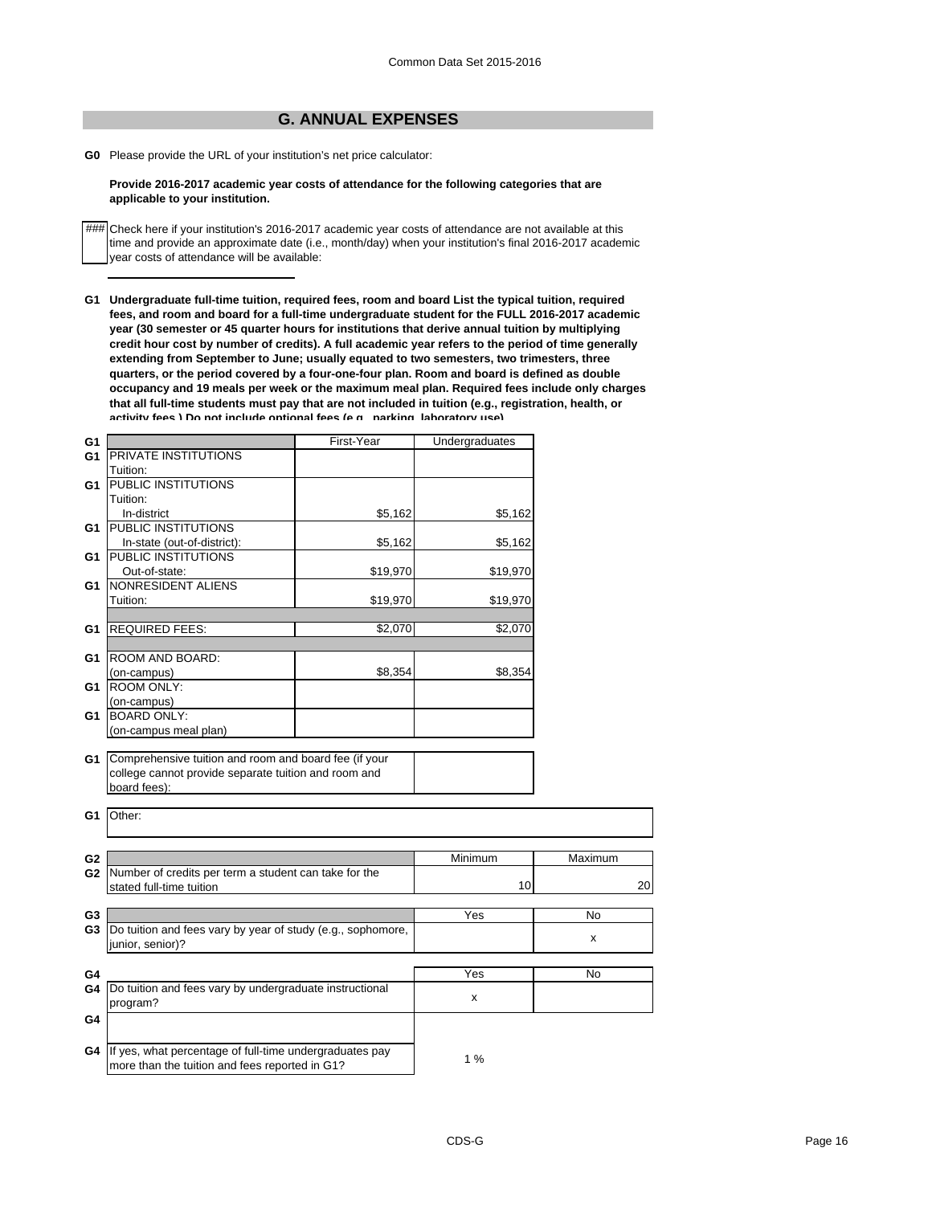## G. ANNUAL EXPENSES

**G0** Please provide the URL of your institution's net price calculator:

**Provide 2016-2017 academic year costs of attendance for the following categories that are applicable to your institution.**

### Check here if your institution's 2016-2017 academic year costs of attendance are not available at this time and provide an approximate date (i.e., month/day) when your institution's final 2016-2017 academic year costs of attendance will be available:

**G1 Undergraduate full-time tuition, required fees, room and board List the typical tuition, required fees, and room and board for a full-time undergraduate student for the FULL 2016-2017 academic year (30 semester or 45 quarter hours for institutions that derive annual tuition by multiplying credit hour cost by number of credits). A full academic year refers to the period of time generally extending from September to June; usually equated to two semesters, two trimesters, three quarters, or the period covered by a four-one-four plan. Room and board is defined as double occupancy and 19 meals per week or the maximum meal plan. Required fees include only charges that all full-time students must pay that are not included in tuition (e.g., registration, health, or activity fees.) Do not include optional fees (e.g., parking, laboratory use).**

| | | First-Year | Undergraduates |
|---|---|---|---|
| G1 | PRIVATE INSTITUTIONS Tuition: | | |
| G1 | PUBLIC INSTITUTIONS Tuition: In-district | $5,162 | $5,162 |
| G1 | PUBLIC INSTITUTIONS In-state (out-of-district): | $5,162 | $5,162 |
| G1 | PUBLIC INSTITUTIONS Out-of-state: | $19,970 | $19,970 |
| G1 | NONRESIDENT ALIENS Tuition: | $19,970 | $19,970 |
| G1 | REQUIRED FEES: | $2,070 | $2,070 |
| G1 | ROOM AND BOARD: (on-campus) | $8,354 | $8,354 |
| G1 | ROOM ONLY: (on-campus) | | |
| G1 | BOARD ONLY: (on-campus meal plan) | | |

| | | |
|---|---|---|
| G1 | Comprehensive tuition and room and board fee (if your college cannot provide separate tuition and room and board fees): | |

**G1** Other:

| | | Minimum | Maximum |
|---|---|---|---|
| G2 | Number of credits per term a student can take for the stated full-time tuition | 10 | 20 |

| | | Yes | No |
|---|---|---|---|
| G3 | Do tuition and fees vary by year of study (e.g., sophomore, junior, senior)? | | x |

| | | Yes | No |
|---|---|---|---|
| G4 | Do tuition and fees vary by undergraduate instructional program? | x | |
| G4 | | | |
| G4 | If yes, what percentage of full-time undergraduates pay more than the tuition and fees reported in G1? | 1 % | |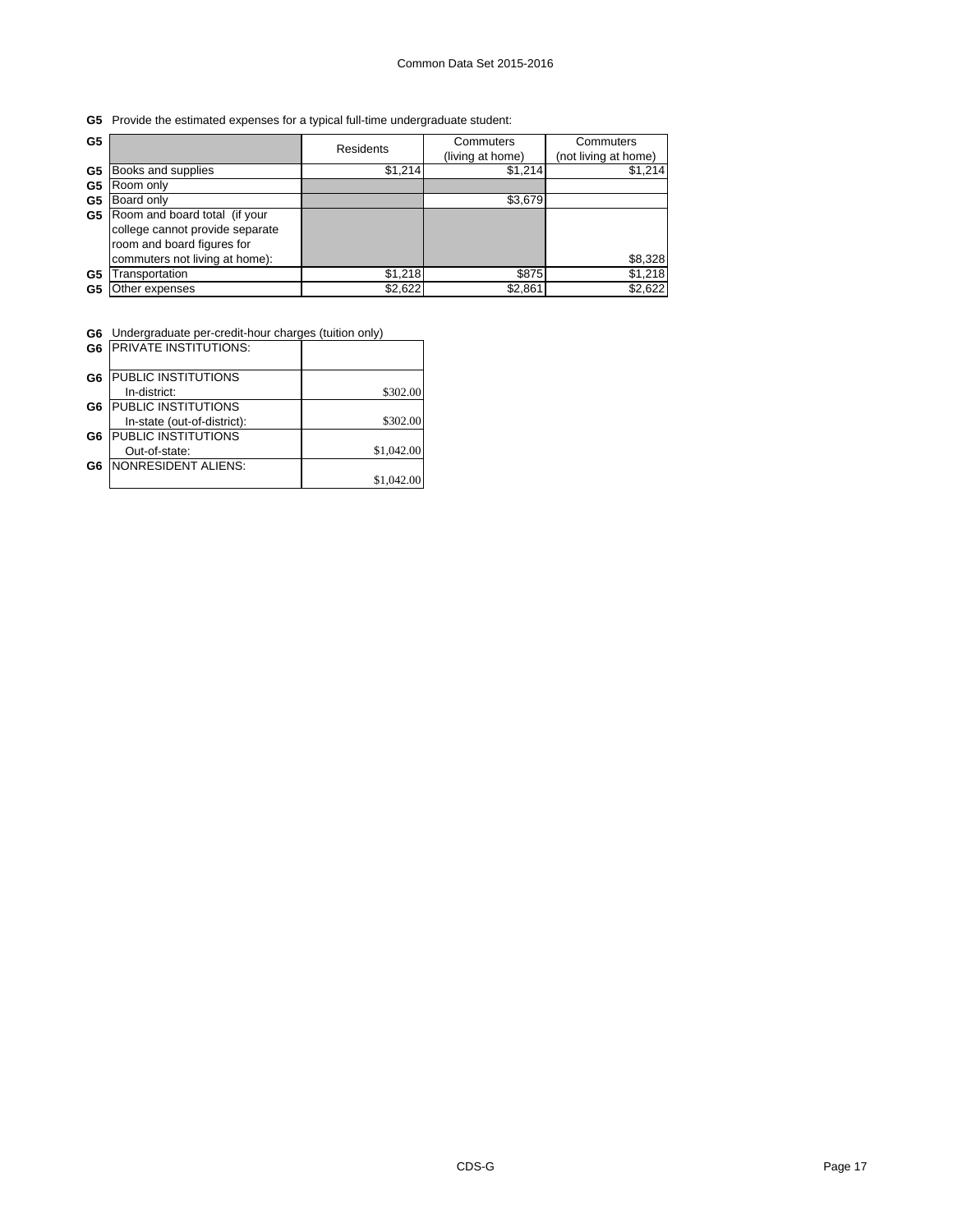**G5** Provide the estimated expenses for a typical full-time undergraduate student:

| G5 | | Residents | Commuters (living at home) | Commuters (not living at home) |
|---|---|---|---|---|
| G5 | Books and supplies | $1,214 | $1,214 | $1,214 |
| G5 | Room only | | | |
| G5 | Board only | | $3,679 | |
| G5 | Room and board total (if your college cannot provide separate room and board figures for commuters not living at home): | | | $8,328 |
| G5 | Transportation | $1,218 | $875 | $1,218 |
| G5 | Other expenses | $2,622 | $2,861 | $2,622 |

**G6** Undergraduate per-credit-hour charges (tuition only)

| G6 | | |
|---|---|---|
| G6 | PRIVATE INSTITUTIONS: | |
| G6 | PUBLIC INSTITUTIONS In-district: | $302.00 |
| G6 | PUBLIC INSTITUTIONS In-state (out-of-district): | $302.00 |
| G6 | PUBLIC INSTITUTIONS Out-of-state: | $1,042.00 |
| G6 | NONRESIDENT ALIENS: | $1,042.00 |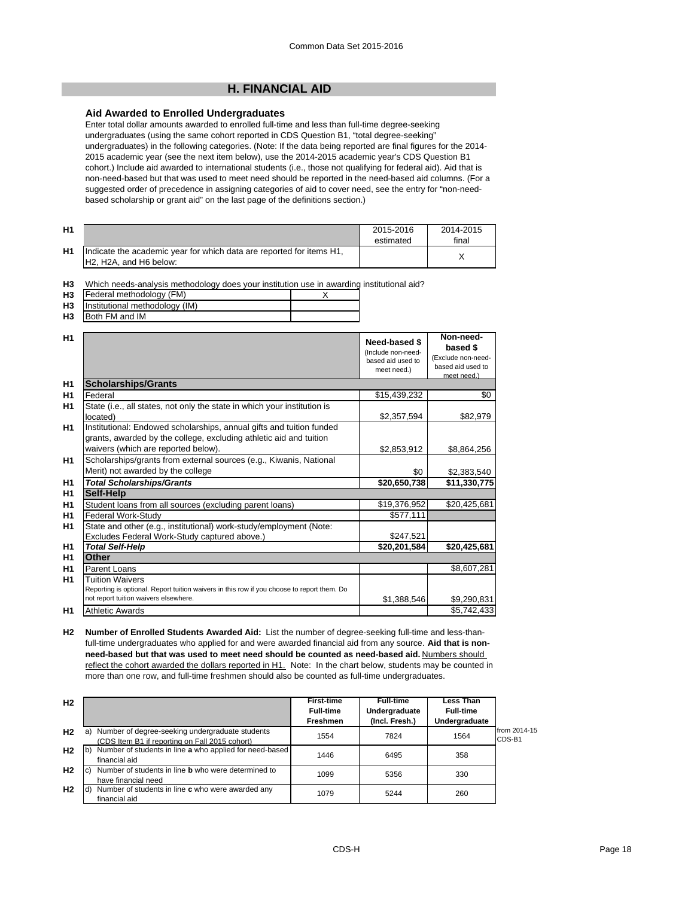## H. FINANCIAL AID

### Aid Awarded to Enrolled Undergraduates

Enter total dollar amounts awarded to enrolled full-time and less than full-time degree-seeking undergraduates (using the same cohort reported in CDS Question B1, "total degree-seeking" undergraduates) in the following categories. (Note: If the data being reported are final figures for the 2014-2015 academic year (see the next item below), use the 2014-2015 academic year's CDS Question B1 cohort.) Include aid awarded to international students (i.e., those not qualifying for federal aid). Aid that is non-need-based but that was used to meet need should be reported in the need-based aid columns. (For a suggested order of precedence in assigning categories of aid to cover need, see the entry for "non-need-based scholarship or grant aid" on the last page of the definitions section.)

| | | 2015-2016 estimated | 2014-2015 final |
|---|---|---|---|
| H1 | Indicate the academic year for which data are reported for items H1, H2, H2A, and H6 below: | | X |

**H3** Which needs-analysis methodology does your institution use in awarding institutional aid?

| | | |
|---|---|---|
| H3 | Federal methodology (FM) | X |
| H3 | Institutional methodology (IM) | |
| H3 | Both FM and IM | |

| | | Need-based $ (Include non-need-based aid used to meet need.) | Non-need-based $ (Exclude non-need-based aid used to meet need.) |
|---|---|---|---|
| H1 | **Scholarships/Grants** | | |
| H1 | Federal | $15,439,232 | $0 |
| H1 | State (i.e., all states, not only the state in which your institution is located) | $2,357,594 | $82,979 |
| H1 | Institutional: Endowed scholarships, annual gifts and tuition funded grants, awarded by the college, excluding athletic aid and tuition waivers (which are reported below). | $2,853,912 | $8,864,256 |
| H1 | Scholarships/grants from external sources (e.g., Kiwanis, National Merit) not awarded by the college | $0 | $2,383,540 |
| H1 | ***Total Scholarships/Grants*** | **$20,650,738** | **$11,330,775** |
| H1 | **Self-Help** | | |
| H1 | Student loans from all sources (excluding parent loans) | $19,376,952 | $20,425,681 |
| H1 | Federal Work-Study | $577,111 | |
| H1 | State and other (e.g., institutional) work-study/employment (Note: Excludes Federal Work-Study captured above.) | $247,521 | |
| H1 | ***Total Self-Help*** | **$20,201,584** | **$20,425,681** |
| H1 | **Other** | | |
| H1 | Parent Loans | | $8,607,281 |
| H1 | Tuition Waivers<br>Reporting is optional. Report tuition waivers in this row if you choose to report them. Do not report tuition waivers elsewhere. | $1,388,546 | $9,290,831 |
| H1 | Athletic Awards | | $5,742,433 |

**H2** **Number of Enrolled Students Awarded Aid:** List the number of degree-seeking full-time and less-than-full-time undergraduates who applied for and were awarded financial aid from any source. **Aid that is non-need-based but that was used to meet need should be counted as need-based aid.** Numbers should reflect the cohort awarded the dollars reported in H1. Note: In the chart below, students may be counted in more than one row, and full-time freshmen should also be counted as full-time undergraduates.

| | | First-time Full-time Freshmen | Full-time Undergraduate (Incl. Fresh.) | Less Than Full-time Undergraduate | |
|---|---|---|---|---|---|
| H2 | a) Number of degree-seeking undergraduate students (CDS Item B1 if reporting on Fall 2015 cohort) | 1554 | 7824 | 1564 | from 2014-15 CDS-B1 |
| H2 | b) Number of students in line **a** who applied for need-based financial aid | 1446 | 6495 | 358 | |
| H2 | c) Number of students in line **b** who were determined to have financial need | 1099 | 5356 | 330 | |
| H2 | d) Number of students in line **c** who were awarded any financial aid | 1079 | 5244 | 260 | |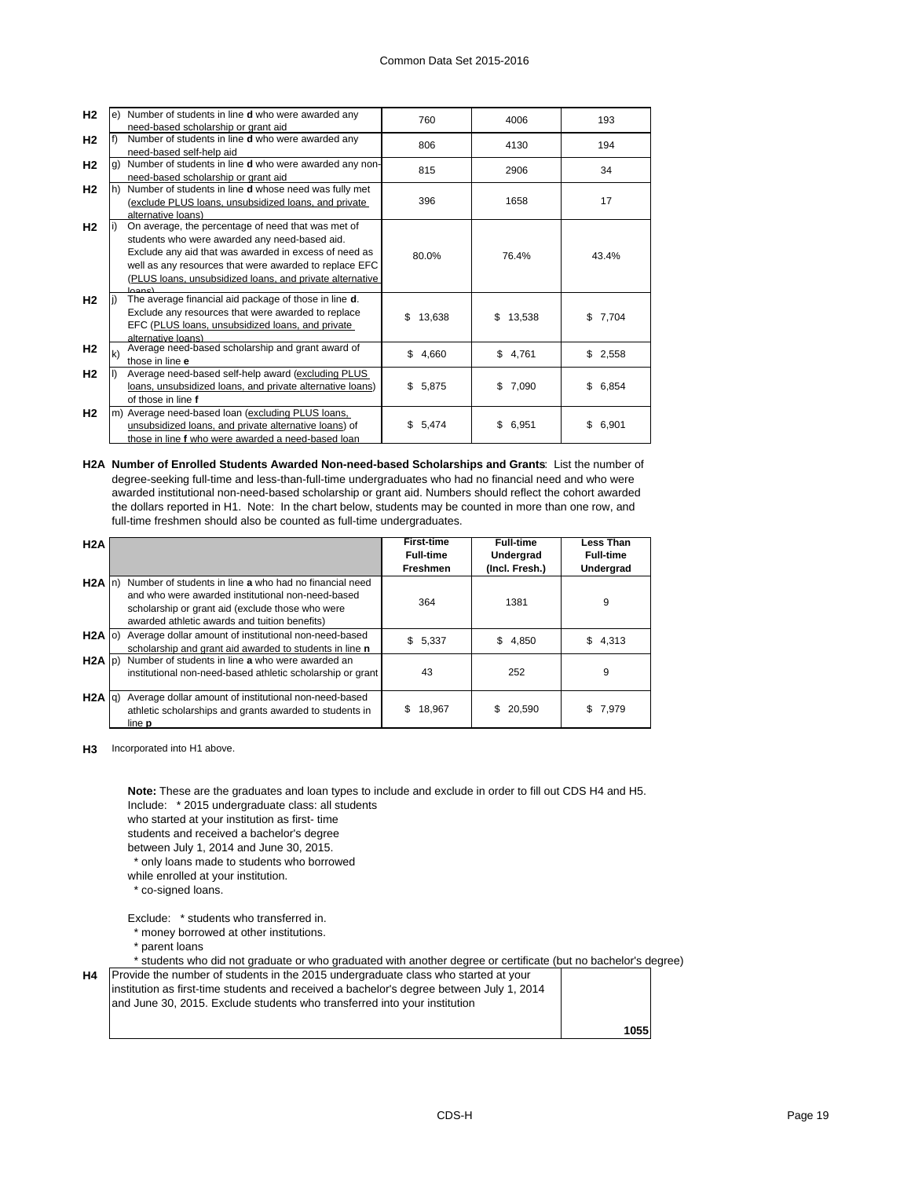| | | | | |
|---|---|---|---|---|
| H2 | e) Number of students in line **d** who were awarded any need-based scholarship or grant aid | 760 | 4006 | 193 |
| H2 | f) Number of students in line **d** who were awarded any need-based self-help aid | 806 | 4130 | 194 |
| H2 | g) Number of students in line **d** who were awarded any non-need-based scholarship or grant aid | 815 | 2906 | 34 |
| H2 | h) Number of students in line **d** whose need was fully met (exclude PLUS loans, unsubsidized loans, and private alternative loans) | 396 | 1658 | 17 |
| H2 | i) On average, the percentage of need that was met of students who were awarded any need-based aid. Exclude any aid that was awarded in excess of need as well as any resources that were awarded to replace EFC (PLUS loans, unsubsidized loans, and private alternative loans) | 80.0% | 76.4% | 43.4% |
| H2 | j) The average financial aid package of those in line **d**. Exclude any resources that were awarded to replace EFC (PLUS loans, unsubsidized loans, and private alternative loans) | $ 13,638 | $ 13,538 | $ 7,704 |
| H2 | k) Average need-based scholarship and grant award of those in line **e** | $ 4,660 | $ 4,761 | $ 2,558 |
| H2 | l) Average need-based self-help award (excluding PLUS loans, unsubsidized loans, and private alternative loans) of those in line **f** | $ 5,875 | $ 7,090 | $ 6,854 |
| H2 | m) Average need-based loan (excluding PLUS loans, unsubsidized loans, and private alternative loans) of those in line **f** who were awarded a need-based loan | $ 5,474 | $ 6,951 | $ 6,901 |

**H2A Number of Enrolled Students Awarded Non-need-based Scholarships and Grants**: List the number of degree-seeking full-time and less-than-full-time undergraduates who had no financial need and who were awarded institutional non-need-based scholarship or grant aid. Numbers should reflect the cohort awarded the dollars reported in H1. Note: In the chart below, students may be counted in more than one row, and full-time freshmen should also be counted as full-time undergraduates.

| H2A | | First-time Full-time Freshmen | Full-time Undergrad (Incl. Fresh.) | Less Than Full-time Undergrad |
|---|---|---|---|---|
| H2A | n) Number of students in line **a** who had no financial need and who were awarded institutional non-need-based scholarship or grant aid (exclude those who were awarded athletic awards and tuition benefits) | 364 | 1381 | 9 |
| H2A | o) Average dollar amount of institutional non-need-based scholarship and grant aid awarded to students in line **n** | $ 5,337 | $ 4,850 | $ 4,313 |
| H2A | p) Number of students in line **a** who were awarded an institutional non-need-based athletic scholarship or grant | 43 | 252 | 9 |
| H2A | q) Average dollar amount of institutional non-need-based athletic scholarships and grants awarded to students in line **p** | $ 18,967 | $ 20,590 | $ 7,979 |

**H3** Incorporated into H1 above.

**Note:** These are the graduates and loan types to include and exclude in order to fill out CDS H4 and H5.

Include: * 2015 undergraduate class: all students who started at your institution as first- time students and received a bachelor's degree between July 1, 2014 and June 30, 2015.
* only loans made to students who borrowed while enrolled at your institution.
* co-signed loans.

Exclude: * students who transferred in.
* money borrowed at other institutions.
* parent loans
* students who did not graduate or who graduated with another degree or certificate (but no bachelor's degree)

| | | |
|---|---|---|
| H4 | Provide the number of students in the 2015 undergraduate class who started at your institution as first-time students and received a bachelor's degree between July 1, 2014 and June 30, 2015. Exclude students who transferred into your institution | 1055 |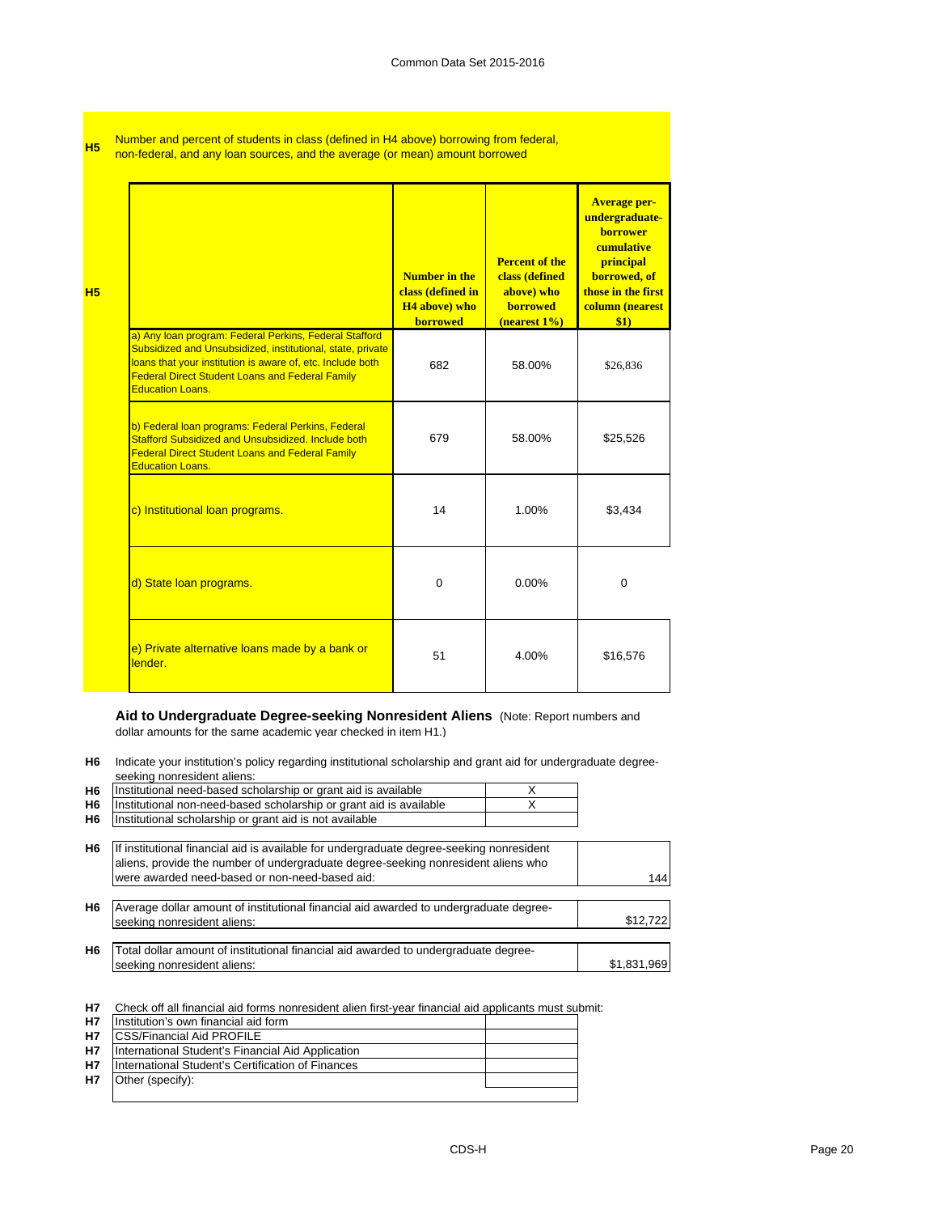**H5** Number and percent of students in class (defined in H4 above) borrowing from federal, non-federal, and any loan sources, and the average (or mean) amount borrowed

| | Number in the class (defined in H4 above) who borrowed | Percent of the class (defined above) who borrowed (nearest 1%) | Average per-undergraduate-borrower cumulative principal borrowed, of those in the first column (nearest $1) |
|---|---|---|---|
| a) Any loan program: Federal Perkins, Federal Stafford Subsidized and Unsubsidized, institutional, state, private loans that your institution is aware of, etc. Include both Federal Direct Student Loans and Federal Family Education Loans. | 682 | 58.00% | $26,836 |
| b) Federal loan programs: Federal Perkins, Federal Stafford Subsidized and Unsubsidized. Include both Federal Direct Student Loans and Federal Family Education Loans. | 679 | 58.00% | $25,526 |
| c) Institutional loan programs. | 14 | 1.00% | $3,434 |
| d) State loan programs. | 0 | 0.00% | 0 |
| e) Private alternative loans made by a bank or lender. | 51 | 4.00% | $16,576 |

## Aid to Undergraduate Degree-seeking Nonresident Aliens

(Note: Report numbers and dollar amounts for the same academic year checked in item H1.)

**H6** Indicate your institution's policy regarding institutional scholarship and grant aid for undergraduate degree-seeking nonresident aliens:

| | | |
|---|---|---|
| H6 | Institutional need-based scholarship or grant aid is available | X |
| H6 | Institutional non-need-based scholarship or grant aid is available | X |
| H6 | Institutional scholarship or grant aid is not available | |

| | | |
|---|---|---|
| H6 | If institutional financial aid is available for undergraduate degree-seeking nonresident aliens, provide the number of undergraduate degree-seeking nonresident aliens who were awarded need-based or non-need-based aid: | 144 |
| H6 | Average dollar amount of institutional financial aid awarded to undergraduate degree-seeking nonresident aliens: | $12,722 |
| H6 | Total dollar amount of institutional financial aid awarded to undergraduate degree-seeking nonresident aliens: | $1,831,969 |

**H7** Check off all financial aid forms nonresident alien first-year financial aid applicants must submit:

| | | |
|---|---|---|
| H7 | Institution's own financial aid form | |
| H7 | CSS/Financial Aid PROFILE | |
| H7 | International Student's Financial Aid Application | |
| H7 | International Student's Certification of Finances | |
| H7 | Other (specify): | |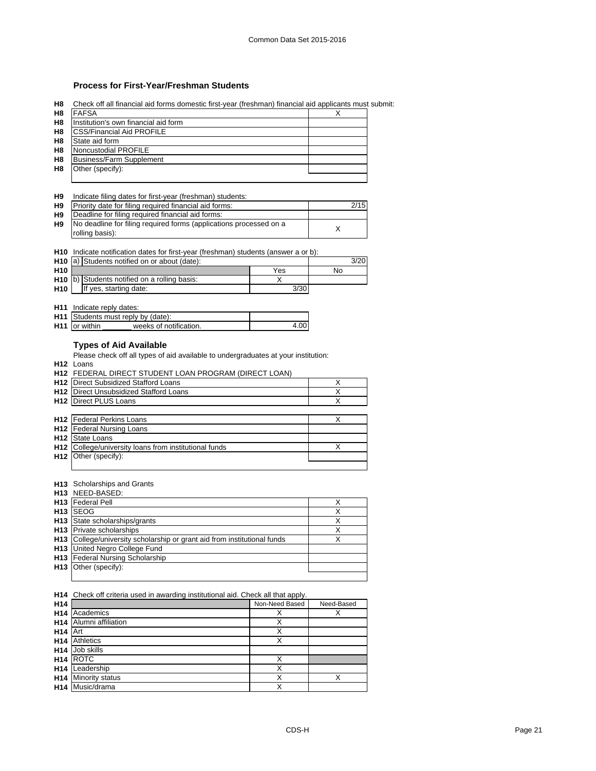### Process for First-Year/Freshman Students

H8 Check off all financial aid forms domestic first-year (freshman) financial aid applicants must submit:

| | | |
|---|---|---|
| H8 | FAFSA | X |
| H8 | Institution's own financial aid form | |
| H8 | CSS/Financial Aid PROFILE | |
| H8 | State aid form | |
| H8 | Noncustodial PROFILE | |
| H8 | Business/Farm Supplement | |
| H8 | Other (specify): | |

H9 Indicate filing dates for first-year (freshman) students:

| | | |
|---|---|---|
| H9 | Priority date for filing required financial aid forms: | 2/15 |
| H9 | Deadline for filing required financial aid forms: | |
| H9 | No deadline for filing required forms (applications processed on a rolling basis): | X |

H10 Indicate notification dates for first-year (freshman) students (answer a or b):

| | | | |
|---|---|---|---|
| H10 | a) Students notified on or about (date): | | 3/20 |
| H10 | | Yes | No |
| H10 | b) Students notified on a rolling basis: | X | |
| H10 | If yes, starting date: | 3/30 | |

H11 Indicate reply dates:

| | | |
|---|---|---|
| H11 | Students must reply by (date): | |
| H11 | or within _______ weeks of notification. | 4.00 |

### Types of Aid Available

Please check off all types of aid available to undergraduates at your institution:

H12 Loans

H12 FEDERAL DIRECT STUDENT LOAN PROGRAM (DIRECT LOAN)

| | | |
|---|---|---|
| H12 | Direct Subsidized Stafford Loans | X |
| H12 | Direct Unsubsidized Stafford Loans | X |
| H12 | Direct PLUS Loans | X |
| H12 | Federal Perkins Loans | X |
| H12 | Federal Nursing Loans | |
| H12 | State Loans | |
| H12 | College/university loans from institutional funds | X |
| H12 | Other (specify): | |

H13 Scholarships and Grants

H13 NEED-BASED:

| | | |
|---|---|---|
| H13 | Federal Pell | X |
| H13 | SEOG | X |
| H13 | State scholarships/grants | X |
| H13 | Private scholarships | X |
| H13 | College/university scholarship or grant aid from institutional funds | X |
| H13 | United Negro College Fund | |
| H13 | Federal Nursing Scholarship | |
| H13 | Other (specify): | |

H14 Check off criteria used in awarding institutional aid. Check all that apply.

| | | Non-Need Based | Need-Based |
|---|---|---|---|
| H14 | Academics | X | X |
| H14 | Alumni affiliation | X | |
| H14 | Art | X | |
| H14 | Athletics | X | |
| H14 | Job skills | | |
| H14 | ROTC | X | |
| H14 | Leadership | X | |
| H14 | Minority status | X | X |
| H14 | Music/drama | X | |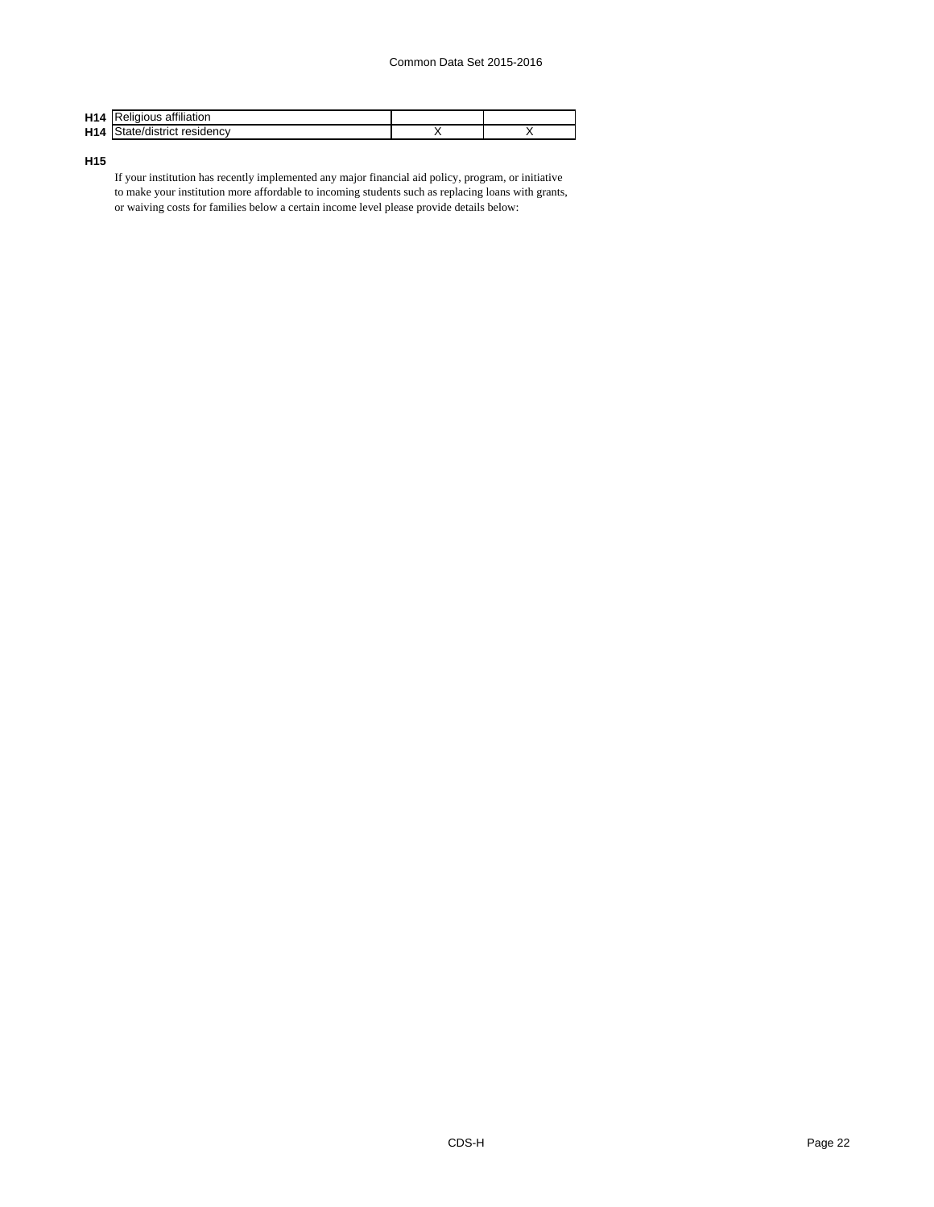| | | | |
|---|---|---|---|
| H14 | Religious affiliation | | |
| H14 | State/district residency | X | X |

**H15**

If your institution has recently implemented any major financial aid policy, program, or initiative to make your institution more affordable to incoming students such as replacing loans with grants, or waiving costs for families below a certain income level please provide details below: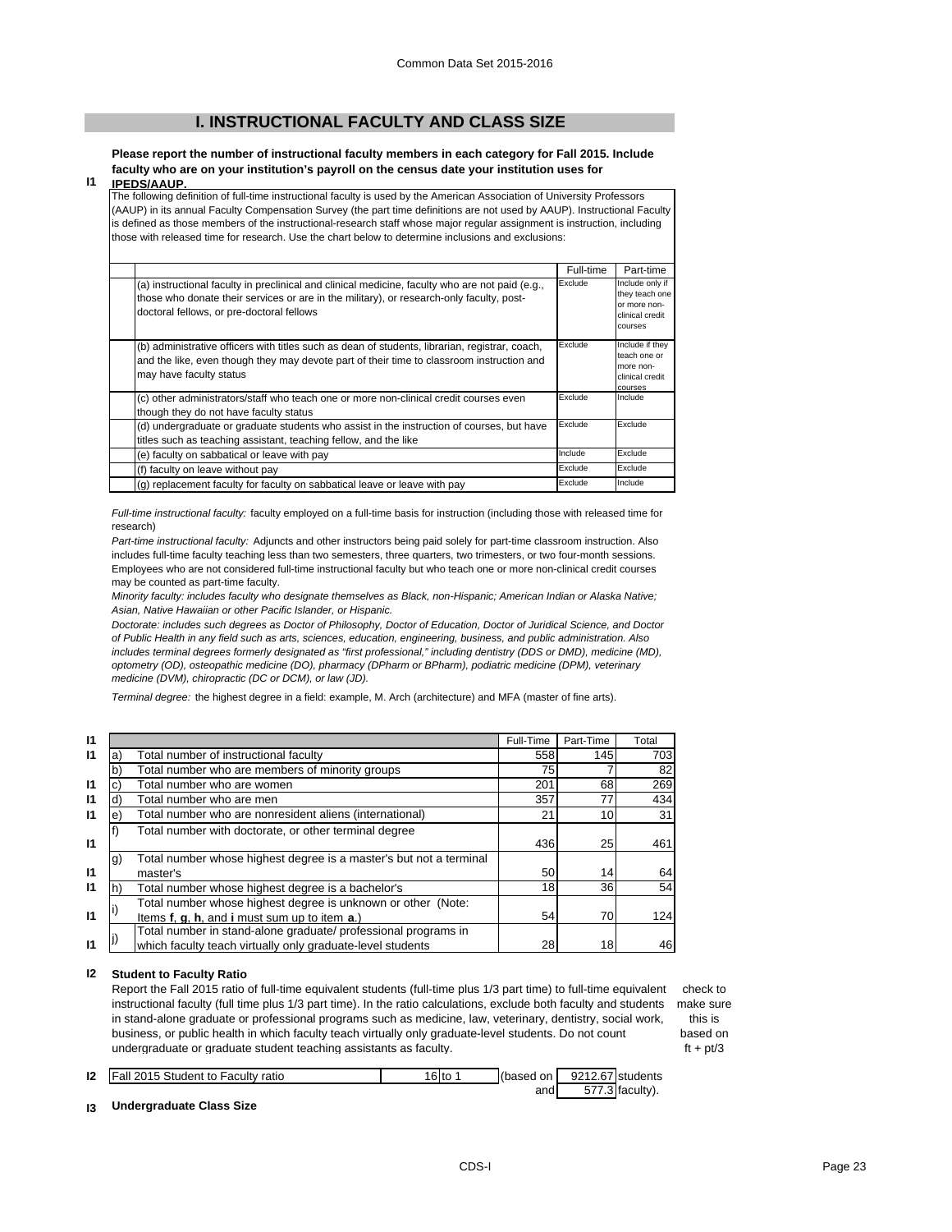## I. INSTRUCTIONAL FACULTY AND CLASS SIZE

**I1** **Please report the number of instructional faculty members in each category for Fall 2015. Include faculty who are on your institution's payroll on the census date your institution uses for IPEDS/AAUP.**

The following definition of full-time instructional faculty is used by the American Association of University Professors (AAUP) in its annual Faculty Compensation Survey (the part time definitions are not used by AAUP). Instructional Faculty is defined as those members of the instructional-research staff whose major regular assignment is instruction, including those with released time for research. Use the chart below to determine inclusions and exclusions:

| | Full-time | Part-time |
|---|---|---|
| (a) instructional faculty in preclinical and clinical medicine, faculty who are not paid (e.g., those who donate their services or are in the military), or research-only faculty, post-doctoral fellows, or pre-doctoral fellows | Exclude | Include only if they teach one or more non-clinical credit courses |
| (b) administrative officers with titles such as dean of students, librarian, registrar, coach, and the like, even though they may devote part of their time to classroom instruction and may have faculty status | Exclude | Include if they teach one or more non-clinical credit courses |
| (c) other administrators/staff who teach one or more non-clinical credit courses even though they do not have faculty status | Exclude | Include |
| (d) undergraduate or graduate students who assist in the instruction of courses, but have titles such as teaching assistant, teaching fellow, and the like | Exclude | Exclude |
| (e) faculty on sabbatical or leave with pay | Include | Exclude |
| (f) faculty on leave without pay | Exclude | Exclude |
| (g) replacement faculty for faculty on sabbatical leave or leave with pay | Exclude | Include |

*Full-time instructional faculty:* faculty employed on a full-time basis for instruction (including those with released time for research)

*Part-time instructional faculty:* Adjuncts and other instructors being paid solely for part-time classroom instruction. Also includes full-time faculty teaching less than two semesters, three quarters, two trimesters, or two four-month sessions. Employees who are not considered full-time instructional faculty but who teach one or more non-clinical credit courses may be counted as part-time faculty.

*Minority faculty: includes faculty who designate themselves as Black, non-Hispanic; American Indian or Alaska Native; Asian, Native Hawaiian or other Pacific Islander, or Hispanic.*

*Doctorate: includes such degrees as Doctor of Philosophy, Doctor of Education, Doctor of Juridical Science, and Doctor of Public Health in any field such as arts, sciences, education, engineering, business, and public administration. Also includes terminal degrees formerly designated as "first professional," including dentistry (DDS or DMD), medicine (MD), optometry (OD), osteopathic medicine (DO), pharmacy (DPharm or BPharm), podiatric medicine (DPM), veterinary medicine (DVM), chiropractic (DC or DCM), or law (JD).*

*Terminal degree:* the highest degree in a field: example, M. Arch (architecture) and MFA (master of fine arts).

| | | | Full-Time | Part-Time | Total |
|---|---|---|---|---|---|
| I1 | a) | Total number of instructional faculty | 558 | 145 | 703 |
| | b) | Total number who are members of minority groups | 75 | 7 | 82 |
| I1 | c) | Total number who are women | 201 | 68 | 269 |
| I1 | d) | Total number who are men | 357 | 77 | 434 |
| I1 | e) | Total number who are nonresident aliens (international) | 21 | 10 | 31 |
| I1 | f) | Total number with doctorate, or other terminal degree | 436 | 25 | 461 |
| I1 | g) | Total number whose highest degree is a master's but not a terminal master's | 50 | 14 | 64 |
| I1 | h) | Total number whose highest degree is a bachelor's | 18 | 36 | 54 |
| I1 | i) | Total number whose highest degree is unknown or other (Note: Items **f**, **g**, **h**, and **i** must sum up to item **a**.) | 54 | 70 | 124 |
| I1 | j) | Total number in stand-alone graduate/ professional programs in which faculty teach virtually only graduate-level students | 28 | 18 | 46 |

**I2** **Student to Faculty Ratio**

Report the Fall 2015 ratio of full-time equivalent students (full-time plus 1/3 part time) to full-time equivalent instructional faculty (full time plus 1/3 part time). In the ratio calculations, exclude both faculty and students in stand-alone graduate or professional programs such as medicine, law, veterinary, dentistry, social work, business, or public health in which faculty teach virtually only graduate-level students. Do not count undergraduate or graduate student teaching assistants as faculty.

check to make sure this is based on ft + pt/3

| I2 | Fall 2015 Student to Faculty ratio | 16 to 1 | (based on 9212.67 students and 577.3 faculty). |
|---|---|---|---|

**I3** **Undergraduate Class Size**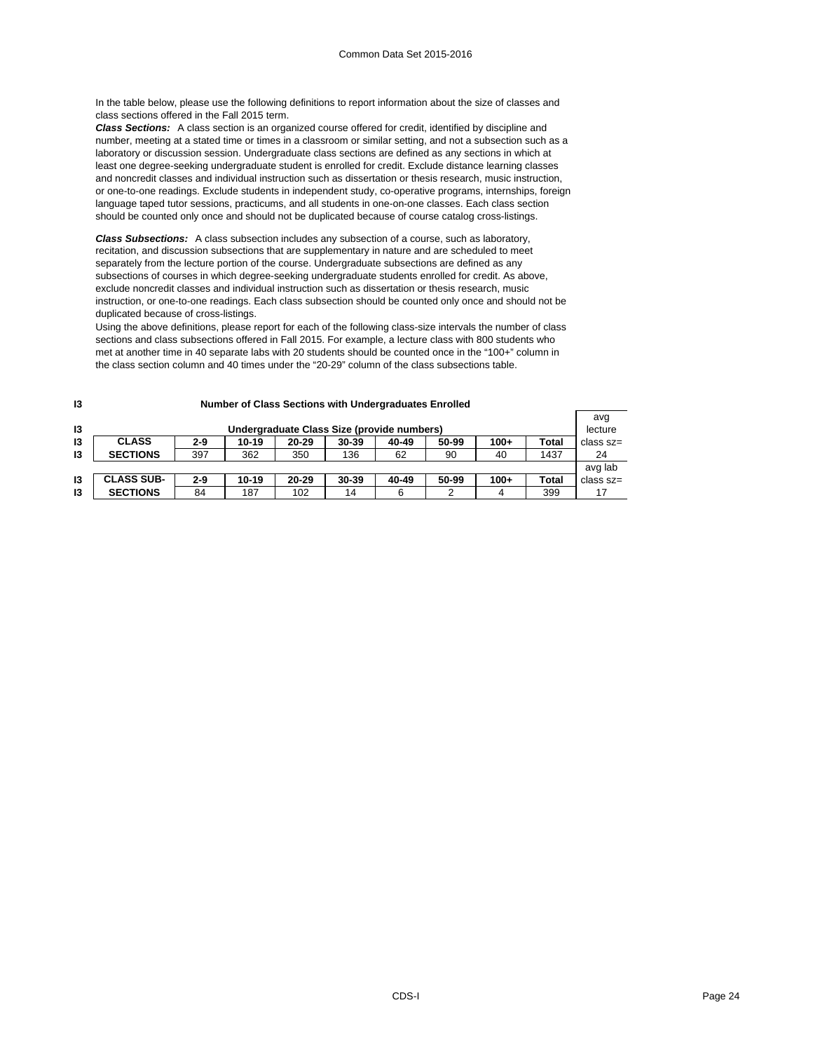In the table below, please use the following definitions to report information about the size of classes and class sections offered in the Fall 2015 term.

***Class Sections:*** A class section is an organized course offered for credit, identified by discipline and number, meeting at a stated time or times in a classroom or similar setting, and not a subsection such as a laboratory or discussion session. Undergraduate class sections are defined as any sections in which at least one degree-seeking undergraduate student is enrolled for credit. Exclude distance learning classes and noncredit classes and individual instruction such as dissertation or thesis research, music instruction, or one-to-one readings. Exclude students in independent study, co-operative programs, internships, foreign language taped tutor sessions, practicums, and all students in one-on-one classes. Each class section should be counted only once and should not be duplicated because of course catalog cross-listings.

***Class Subsections:*** A class subsection includes any subsection of a course, such as laboratory, recitation, and discussion subsections that are supplementary in nature and are scheduled to meet separately from the lecture portion of the course. Undergraduate subsections are defined as any subsections of courses in which degree-seeking undergraduate students enrolled for credit. As above, exclude noncredit classes and individual instruction such as dissertation or thesis research, music instruction, or one-to-one readings. Each class subsection should be counted only once and should not be duplicated because of cross-listings.

Using the above definitions, please report for each of the following class-size intervals the number of class sections and class subsections offered in Fall 2015. For example, a lecture class with 800 students who met at another time in 40 separate labs with 20 students should be counted once in the "100+" column in the class section column and 40 times under the "20-29" column of the class subsections table.

**I3 Number of Class Sections with Undergraduates Enrolled**

| | Undergraduate Class Size (provide numbers) | | | | | | | | | |
|---|---|---|---|---|---|---|---|---|---|---|
| I3 | **CLASS SECTIONS** | **2-9** | **10-19** | **20-29** | **30-39** | **40-49** | **50-99** | **100+** | **Total** | avg lecture class sz= |
| I3 | | 397 | 362 | 350 | 136 | 62 | 90 | 40 | 1437 | 24 |
| I3 | **CLASS SUB-SECTIONS** | **2-9** | **10-19** | **20-29** | **30-39** | **40-49** | **50-99** | **100+** | **Total** | avg lab class sz= |
| I3 | | 84 | 187 | 102 | 14 | 6 | 2 | 4 | 399 | 17 |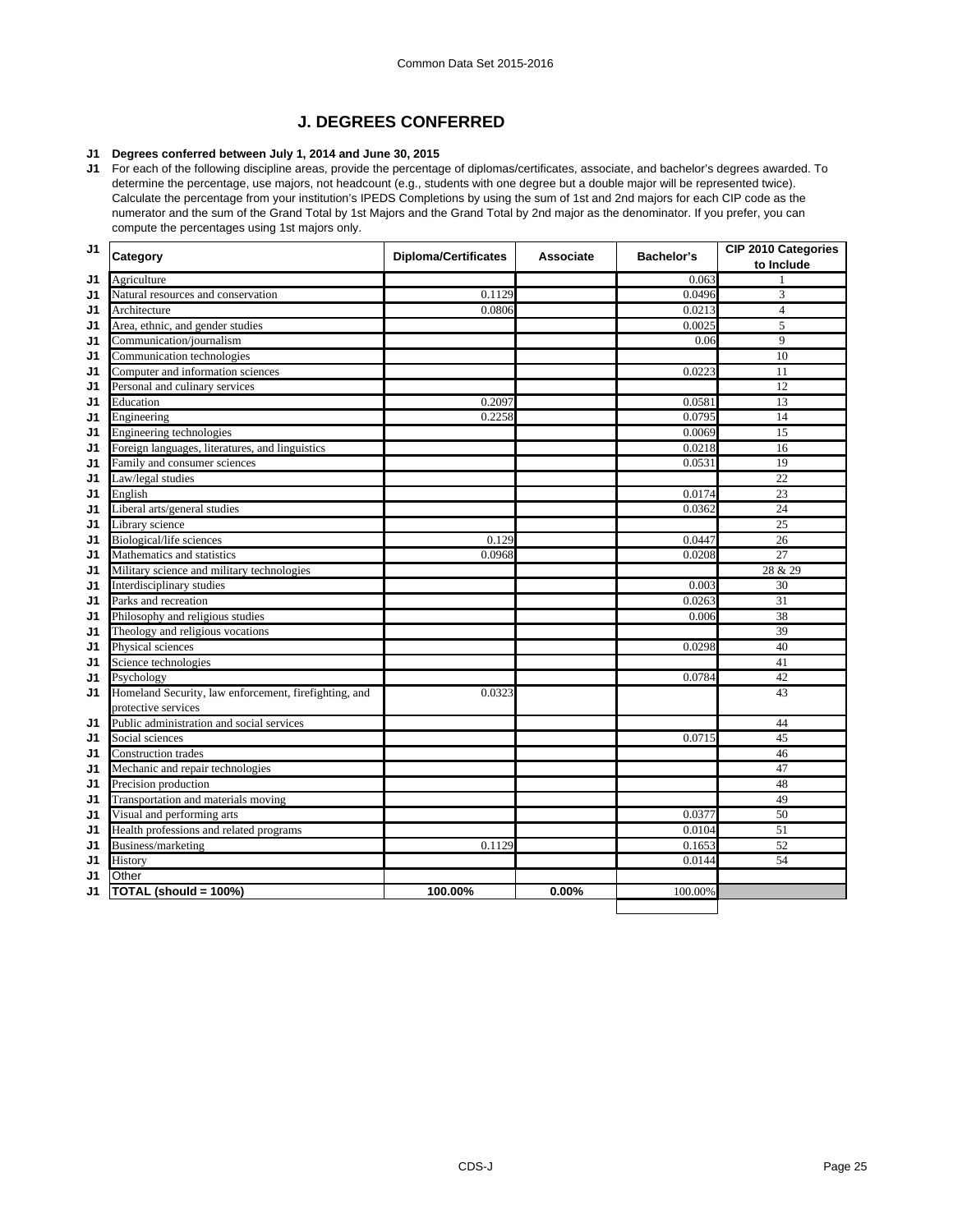## J. DEGREES CONFERRED

**J1 Degrees conferred between July 1, 2014 and June 30, 2015**

J1 For each of the following discipline areas, provide the percentage of diplomas/certificates, associate, and bachelor's degrees awarded. To determine the percentage, use majors, not headcount (e.g., students with one degree but a double major will be represented twice). Calculate the percentage from your institution's IPEDS Completions by using the sum of 1st and 2nd majors for each CIP code as the numerator and the sum of the Grand Total by 1st Majors and the Grand Total by 2nd major as the denominator. If you prefer, you can compute the percentages using 1st majors only.

| | Category | Diploma/Certificates | Associate | Bachelor's | CIP 2010 Categories to Include |
|---|---|---|---|---|---|
| J1 | Agriculture | | | 0.063 | 1 |
| J1 | Natural resources and conservation | 0.1129 | | 0.0496 | 3 |
| J1 | Architecture | 0.0806 | | 0.0213 | 4 |
| J1 | Area, ethnic, and gender studies | | | 0.0025 | 5 |
| J1 | Communication/journalism | | | 0.06 | 9 |
| J1 | Communication technologies | | | | 10 |
| J1 | Computer and information sciences | | | 0.0223 | 11 |
| J1 | Personal and culinary services | | | | 12 |
| J1 | Education | 0.2097 | | 0.0581 | 13 |
| J1 | Engineering | 0.2258 | | 0.0795 | 14 |
| J1 | Engineering technologies | | | 0.0069 | 15 |
| J1 | Foreign languages, literatures, and linguistics | | | 0.0218 | 16 |
| J1 | Family and consumer sciences | | | 0.0531 | 19 |
| J1 | Law/legal studies | | | | 22 |
| J1 | English | | | 0.0174 | 23 |
| J1 | Liberal arts/general studies | | | 0.0362 | 24 |
| J1 | Library science | | | | 25 |
| J1 | Biological/life sciences | 0.129 | | 0.0447 | 26 |
| J1 | Mathematics and statistics | 0.0968 | | 0.0208 | 27 |
| J1 | Military science and military technologies | | | | 28 & 29 |
| J1 | Interdisciplinary studies | | | 0.003 | 30 |
| J1 | Parks and recreation | | | 0.0263 | 31 |
| J1 | Philosophy and religious studies | | | 0.006 | 38 |
| J1 | Theology and religious vocations | | | | 39 |
| J1 | Physical sciences | | | 0.0298 | 40 |
| J1 | Science technologies | | | | 41 |
| J1 | Psychology | | | 0.0784 | 42 |
| J1 | Homeland Security, law enforcement, firefighting, and protective services | 0.0323 | | | 43 |
| J1 | Public administration and social services | | | | 44 |
| J1 | Social sciences | | | 0.0715 | 45 |
| J1 | Construction trades | | | | 46 |
| J1 | Mechanic and repair technologies | | | | 47 |
| J1 | Precision production | | | | 48 |
| J1 | Transportation and materials moving | | | | 49 |
| J1 | Visual and performing arts | | | 0.0377 | 50 |
| J1 | Health professions and related programs | | | 0.0104 | 51 |
| J1 | Business/marketing | 0.1129 | | 0.1653 | 52 |
| J1 | History | | | 0.0144 | 54 |
| J1 | Other | | | | |
| J1 | **TOTAL (should = 100%)** | **100.00%** | **0.00%** | 100.00% | |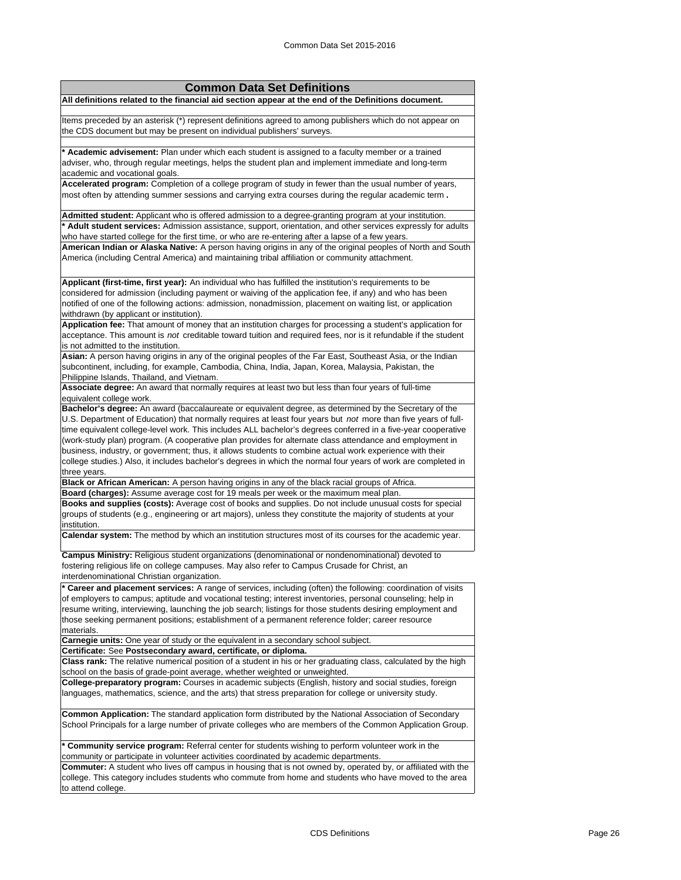## Common Data Set Definitions

**All definitions related to the financial aid section appear at the end of the Definitions document.**

Items preceded by an asterisk (*) represent definitions agreed to among publishers which do not appear on the CDS document but may be present on individual publishers' surveys.

**\* Academic advisement:** Plan under which each student is assigned to a faculty member or a trained adviser, who, through regular meetings, helps the student plan and implement immediate and long-term academic and vocational goals.

**Accelerated program:** Completion of a college program of study in fewer than the usual number of years, most often by attending summer sessions and carrying extra courses during the regular academic term **.**

**Admitted student:** Applicant who is offered admission to a degree-granting program at your institution.

**\* Adult student services:** Admission assistance, support, orientation, and other services expressly for adults who have started college for the first time, or who are re-entering after a lapse of a few years.

**American Indian or Alaska Native:** A person having origins in any of the original peoples of North and South America (including Central America) and maintaining tribal affiliation or community attachment.

**Applicant (first-time, first year):** An individual who has fulfilled the institution's requirements to be considered for admission (including payment or waiving of the application fee, if any) and who has been notified of one of the following actions: admission, nonadmission, placement on waiting list, or application withdrawn (by applicant or institution).

**Application fee:** That amount of money that an institution charges for processing a student's application for acceptance. This amount is *not* creditable toward tuition and required fees, nor is it refundable if the student is not admitted to the institution.

**Asian:** A person having origins in any of the original peoples of the Far East, Southeast Asia, or the Indian subcontinent, including, for example, Cambodia, China, India, Japan, Korea, Malaysia, Pakistan, the Philippine Islands, Thailand, and Vietnam.

**Associate degree:** An award that normally requires at least two but less than four years of full-time equivalent college work.

**Bachelor's degree:** An award (baccalaureate or equivalent degree, as determined by the Secretary of the U.S. Department of Education) that normally requires at least four years but *not* more than five years of full-time equivalent college-level work. This includes ALL bachelor's degrees conferred in a five-year cooperative (work-study plan) program. (A cooperative plan provides for alternate class attendance and employment in business, industry, or government; thus, it allows students to combine actual work experience with their college studies.) Also, it includes bachelor's degrees in which the normal four years of work are completed in three years.

**Black or African American:** A person having origins in any of the black racial groups of Africa.

**Board (charges):** Assume average cost for 19 meals per week or the maximum meal plan.

**Books and supplies (costs):** Average cost of books and supplies. Do not include unusual costs for special groups of students (e.g., engineering or art majors), unless they constitute the majority of students at your institution.

**Calendar system:** The method by which an institution structures most of its courses for the academic year.

**Campus Ministry:** Religious student organizations (denominational or nondenominational) devoted to fostering religious life on college campuses. May also refer to Campus Crusade for Christ, an interdenominational Christian organization.

**\* Career and placement services:** A range of services, including (often) the following: coordination of visits of employers to campus; aptitude and vocational testing; interest inventories, personal counseling; help in resume writing, interviewing, launching the job search; listings for those students desiring employment and those seeking permanent positions; establishment of a permanent reference folder; career resource materials.

**Carnegie units:** One year of study or the equivalent in a secondary school subject.

**Certificate:** See **Postsecondary award, certificate, or diploma.**

**Class rank:** The relative numerical position of a student in his or her graduating class, calculated by the high school on the basis of grade-point average, whether weighted or unweighted.

**College-preparatory program:** Courses in academic subjects (English, history and social studies, foreign languages, mathematics, science, and the arts) that stress preparation for college or university study.

**Common Application:** The standard application form distributed by the National Association of Secondary School Principals for a large number of private colleges who are members of the Common Application Group.

**\* Community service program:** Referral center for students wishing to perform volunteer work in the community or participate in volunteer activities coordinated by academic departments.

**Commuter:** A student who lives off campus in housing that is not owned by, operated by, or affiliated with the college. This category includes students who commute from home and students who have moved to the area to attend college.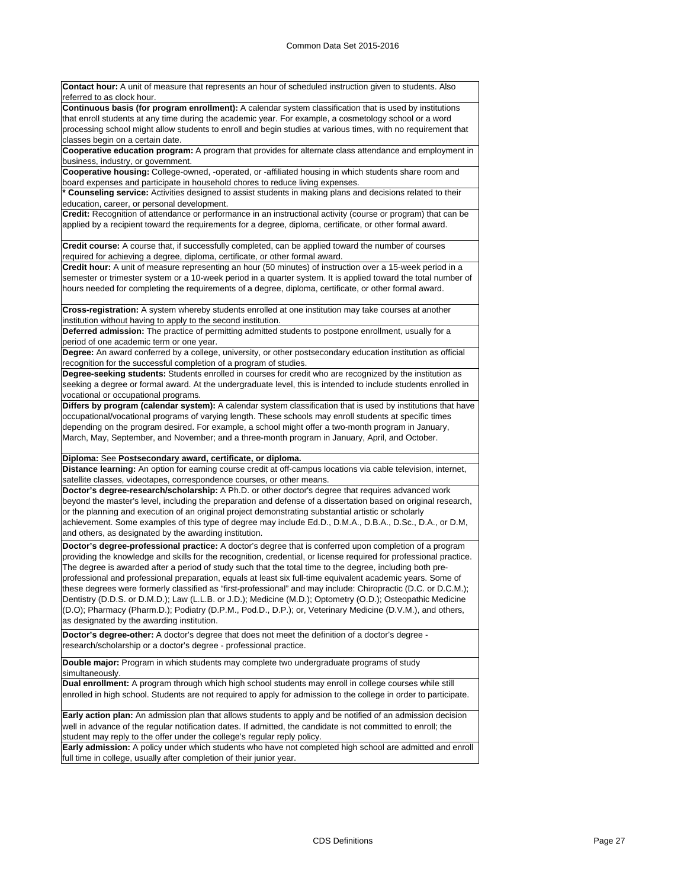**Contact hour:** A unit of measure that represents an hour of scheduled instruction given to students. Also referred to as clock hour.

**Continuous basis (for program enrollment):** A calendar system classification that is used by institutions that enroll students at any time during the academic year. For example, a cosmetology school or a word processing school might allow students to enroll and begin studies at various times, with no requirement that classes begin on a certain date.

**Cooperative education program:** A program that provides for alternate class attendance and employment in business, industry, or government.

**Cooperative housing:** College-owned, -operated, or -affiliated housing in which students share room and board expenses and participate in household chores to reduce living expenses.

*** Counseling service:** Activities designed to assist students in making plans and decisions related to their education, career, or personal development.

**Credit:** Recognition of attendance or performance in an instructional activity (course or program) that can be applied by a recipient toward the requirements for a degree, diploma, certificate, or other formal award.

**Credit course:** A course that, if successfully completed, can be applied toward the number of courses required for achieving a degree, diploma, certificate, or other formal award.

**Credit hour:** A unit of measure representing an hour (50 minutes) of instruction over a 15-week period in a semester or trimester system or a 10-week period in a quarter system. It is applied toward the total number of hours needed for completing the requirements of a degree, diploma, certificate, or other formal award.

**Cross-registration:** A system whereby students enrolled at one institution may take courses at another institution without having to apply to the second institution.

**Deferred admission:** The practice of permitting admitted students to postpone enrollment, usually for a period of one academic term or one year.

**Degree:** An award conferred by a college, university, or other postsecondary education institution as official recognition for the successful completion of a program of studies.

**Degree-seeking students:** Students enrolled in courses for credit who are recognized by the institution as seeking a degree or formal award. At the undergraduate level, this is intended to include students enrolled in vocational or occupational programs.

**Differs by program (calendar system):** A calendar system classification that is used by institutions that have occupational/vocational programs of varying length. These schools may enroll students at specific times depending on the program desired. For example, a school might offer a two-month program in January, March, May, September, and November; and a three-month program in January, April, and October.

**Diploma:** See **Postsecondary award, certificate, or diploma.**

**Distance learning:** An option for earning course credit at off-campus locations via cable television, internet, satellite classes, videotapes, correspondence courses, or other means.

**Doctor's degree-research/scholarship:** A Ph.D. or other doctor's degree that requires advanced work beyond the master's level, including the preparation and defense of a dissertation based on original research, or the planning and execution of an original project demonstrating substantial artistic or scholarly achievement. Some examples of this type of degree may include Ed.D., D.M.A., D.B.A., D.Sc., D.A., or D.M, and others, as designated by the awarding institution.

**Doctor's degree-professional practice:** A doctor's degree that is conferred upon completion of a program providing the knowledge and skills for the recognition, credential, or license required for professional practice. The degree is awarded after a period of study such that the total time to the degree, including both pre-professional and professional preparation, equals at least six full-time equivalent academic years. Some of these degrees were formerly classified as "first-professional" and may include: Chiropractic (D.C. or D.C.M.); Dentistry (D.D.S. or D.M.D.); Law (L.L.B. or J.D.); Medicine (M.D.); Optometry (O.D.); Osteopathic Medicine (D.O); Pharmacy (Pharm.D.); Podiatry (D.P.M., Pod.D., D.P.); or, Veterinary Medicine (D.V.M.), and others, as designated by the awarding institution.

**Doctor's degree-other:** A doctor's degree that does not meet the definition of a doctor's degree - research/scholarship or a doctor's degree - professional practice.

**Double major:** Program in which students may complete two undergraduate programs of study simultaneously.

**Dual enrollment:** A program through which high school students may enroll in college courses while still enrolled in high school. Students are not required to apply for admission to the college in order to participate.

**Early action plan:** An admission plan that allows students to apply and be notified of an admission decision well in advance of the regular notification dates. If admitted, the candidate is not committed to enroll; the student may reply to the offer under the college's regular reply policy.

**Early admission:** A policy under which students who have not completed high school are admitted and enroll full time in college, usually after completion of their junior year.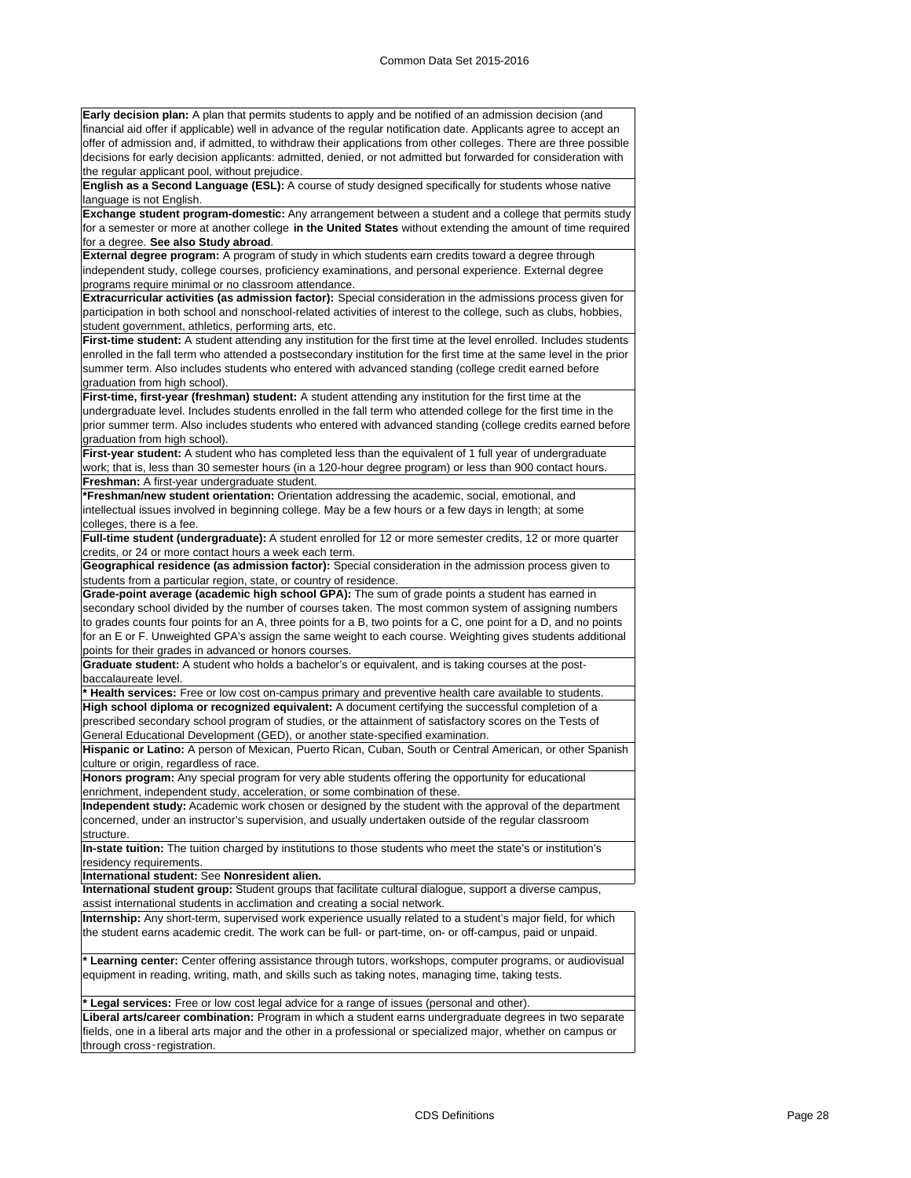**Early decision plan:** A plan that permits students to apply and be notified of an admission decision (and financial aid offer if applicable) well in advance of the regular notification date. Applicants agree to accept an offer of admission and, if admitted, to withdraw their applications from other colleges. There are three possible decisions for early decision applicants: admitted, denied, or not admitted but forwarded for consideration with the regular applicant pool, without prejudice.

**English as a Second Language (ESL):** A course of study designed specifically for students whose native language is not English.

**Exchange student program-domestic:** Any arrangement between a student and a college that permits study for a semester or more at another college **in the United States** without extending the amount of time required for a degree. **See also Study abroad**.

**External degree program:** A program of study in which students earn credits toward a degree through independent study, college courses, proficiency examinations, and personal experience. External degree programs require minimal or no classroom attendance.

**Extracurricular activities (as admission factor):** Special consideration in the admissions process given for participation in both school and nonschool-related activities of interest to the college, such as clubs, hobbies, student government, athletics, performing arts, etc.

**First-time student:** A student attending any institution for the first time at the level enrolled. Includes students enrolled in the fall term who attended a postsecondary institution for the first time at the same level in the prior summer term. Also includes students who entered with advanced standing (college credit earned before graduation from high school).

**First-time, first-year (freshman) student:** A student attending any institution for the first time at the undergraduate level. Includes students enrolled in the fall term who attended college for the first time in the prior summer term. Also includes students who entered with advanced standing (college credits earned before graduation from high school).

**First-year student:** A student who has completed less than the equivalent of 1 full year of undergraduate work; that is, less than 30 semester hours (in a 120-hour degree program) or less than 900 contact hours.

**Freshman:** A first-year undergraduate student.

**\*Freshman/new student orientation:** Orientation addressing the academic, social, emotional, and intellectual issues involved in beginning college. May be a few hours or a few days in length; at some colleges, there is a fee.

**Full-time student (undergraduate):** A student enrolled for 12 or more semester credits, 12 or more quarter credits, or 24 or more contact hours a week each term.

**Geographical residence (as admission factor):** Special consideration in the admission process given to students from a particular region, state, or country of residence.

**Grade-point average (academic high school GPA):** The sum of grade points a student has earned in secondary school divided by the number of courses taken. The most common system of assigning numbers to grades counts four points for an A, three points for a B, two points for a C, one point for a D, and no points for an E or F. Unweighted GPA's assign the same weight to each course. Weighting gives students additional points for their grades in advanced or honors courses.

**Graduate student:** A student who holds a bachelor's or equivalent, and is taking courses at the post-baccalaureate level.

**\* Health services:** Free or low cost on-campus primary and preventive health care available to students.

**High school diploma or recognized equivalent:** A document certifying the successful completion of a prescribed secondary school program of studies, or the attainment of satisfactory scores on the Tests of General Educational Development (GED), or another state-specified examination.

**Hispanic or Latino:** A person of Mexican, Puerto Rican, Cuban, South or Central American, or other Spanish culture or origin, regardless of race.

**Honors program:** Any special program for very able students offering the opportunity for educational enrichment, independent study, acceleration, or some combination of these.

**Independent study:** Academic work chosen or designed by the student with the approval of the department concerned, under an instructor's supervision, and usually undertaken outside of the regular classroom structure.

**In-state tuition:** The tuition charged by institutions to those students who meet the state's or institution's residency requirements.

**International student:** See **Nonresident alien.**

**International student group:** Student groups that facilitate cultural dialogue, support a diverse campus, assist international students in acclimation and creating a social network.

**Internship:** Any short-term, supervised work experience usually related to a student's major field, for which the student earns academic credit. The work can be full- or part-time, on- or off-campus, paid or unpaid.

**\* Learning center:** Center offering assistance through tutors, workshops, computer programs, or audiovisual equipment in reading, writing, math, and skills such as taking notes, managing time, taking tests.

**\* Legal services:** Free or low cost legal advice for a range of issues (personal and other).

**Liberal arts/career combination:** Program in which a student earns undergraduate degrees in two separate fields, one in a liberal arts major and the other in a professional or specialized major, whether on campus or through cross-registration.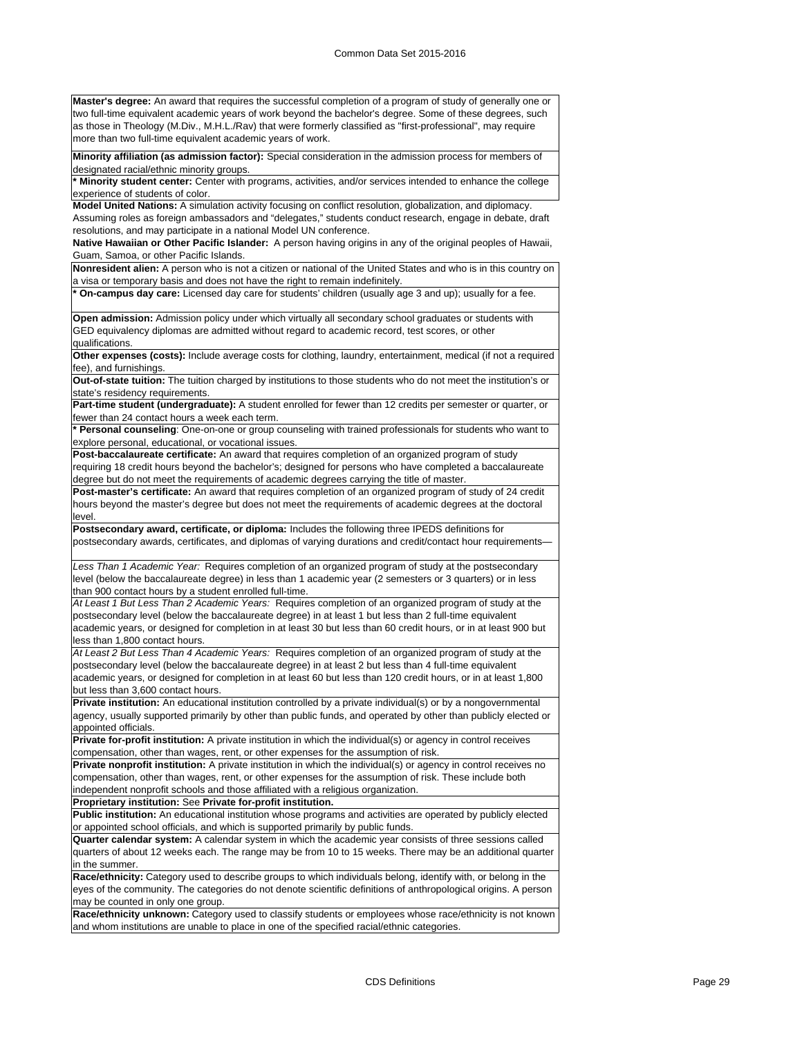**Master's degree:** An award that requires the successful completion of a program of study of generally one or two full-time equivalent academic years of work beyond the bachelor's degree. Some of these degrees, such as those in Theology (M.Div., M.H.L./Rav) that were formerly classified as "first-professional", may require more than two full-time equivalent academic years of work.

**Minority affiliation (as admission factor):** Special consideration in the admission process for members of designated racial/ethnic minority groups.

**\* Minority student center:** Center with programs, activities, and/or services intended to enhance the college experience of students of color.

**Model United Nations:** A simulation activity focusing on conflict resolution, globalization, and diplomacy. Assuming roles as foreign ambassadors and "delegates," students conduct research, engage in debate, draft resolutions, and may participate in a national Model UN conference.

**Native Hawaiian or Other Pacific Islander:** A person having origins in any of the original peoples of Hawaii, Guam, Samoa, or other Pacific Islands.

**Nonresident alien:** A person who is not a citizen or national of the United States and who is in this country on a visa or temporary basis and does not have the right to remain indefinitely.

**\* On-campus day care:** Licensed day care for students' children (usually age 3 and up); usually for a fee.

**Open admission:** Admission policy under which virtually all secondary school graduates or students with GED equivalency diplomas are admitted without regard to academic record, test scores, or other qualifications.

**Other expenses (costs):** Include average costs for clothing, laundry, entertainment, medical (if not a required fee), and furnishings.

**Out-of-state tuition:** The tuition charged by institutions to those students who do not meet the institution's or state's residency requirements.

**Part-time student (undergraduate):** A student enrolled for fewer than 12 credits per semester or quarter, or fewer than 24 contact hours a week each term.

**\* Personal counseling**: One-on-one or group counseling with trained professionals for students who want to explore personal, educational, or vocational issues.

**Post-baccalaureate certificate:** An award that requires completion of an organized program of study requiring 18 credit hours beyond the bachelor's; designed for persons who have completed a baccalaureate degree but do not meet the requirements of academic degrees carrying the title of master.

**Post-master's certificate:** An award that requires completion of an organized program of study of 24 credit hours beyond the master's degree but does not meet the requirements of academic degrees at the doctoral level.

**Postsecondary award, certificate, or diploma:** Includes the following three IPEDS definitions for postsecondary awards, certificates, and diplomas of varying durations and credit/contact hour requirements—

*Less Than 1 Academic Year:* Requires completion of an organized program of study at the postsecondary level (below the baccalaureate degree) in less than 1 academic year (2 semesters or 3 quarters) or in less than 900 contact hours by a student enrolled full-time.

*At Least 1 But Less Than 2 Academic Years:* Requires completion of an organized program of study at the postsecondary level (below the baccalaureate degree) in at least 1 but less than 2 full-time equivalent academic years, or designed for completion in at least 30 but less than 60 credit hours, or in at least 900 but less than 1,800 contact hours.

*At Least 2 But Less Than 4 Academic Years:* Requires completion of an organized program of study at the postsecondary level (below the baccalaureate degree) in at least 2 but less than 4 full-time equivalent academic years, or designed for completion in at least 60 but less than 120 credit hours, or in at least 1,800 but less than 3,600 contact hours.

**Private institution:** An educational institution controlled by a private individual(s) or by a nongovernmental agency, usually supported primarily by other than public funds, and operated by other than publicly elected or appointed officials.

**Private for-profit institution:** A private institution in which the individual(s) or agency in control receives compensation, other than wages, rent, or other expenses for the assumption of risk.

**Private nonprofit institution:** A private institution in which the individual(s) or agency in control receives no compensation, other than wages, rent, or other expenses for the assumption of risk. These include both independent nonprofit schools and those affiliated with a religious organization.

**Proprietary institution:** See **Private for-profit institution.**

**Public institution:** An educational institution whose programs and activities are operated by publicly elected or appointed school officials, and which is supported primarily by public funds.

**Quarter calendar system:** A calendar system in which the academic year consists of three sessions called quarters of about 12 weeks each. The range may be from 10 to 15 weeks. There may be an additional quarter in the summer.

**Race/ethnicity:** Category used to describe groups to which individuals belong, identify with, or belong in the eyes of the community. The categories do not denote scientific definitions of anthropological origins. A person may be counted in only one group.

**Race/ethnicity unknown:** Category used to classify students or employees whose race/ethnicity is not known and whom institutions are unable to place in one of the specified racial/ethnic categories.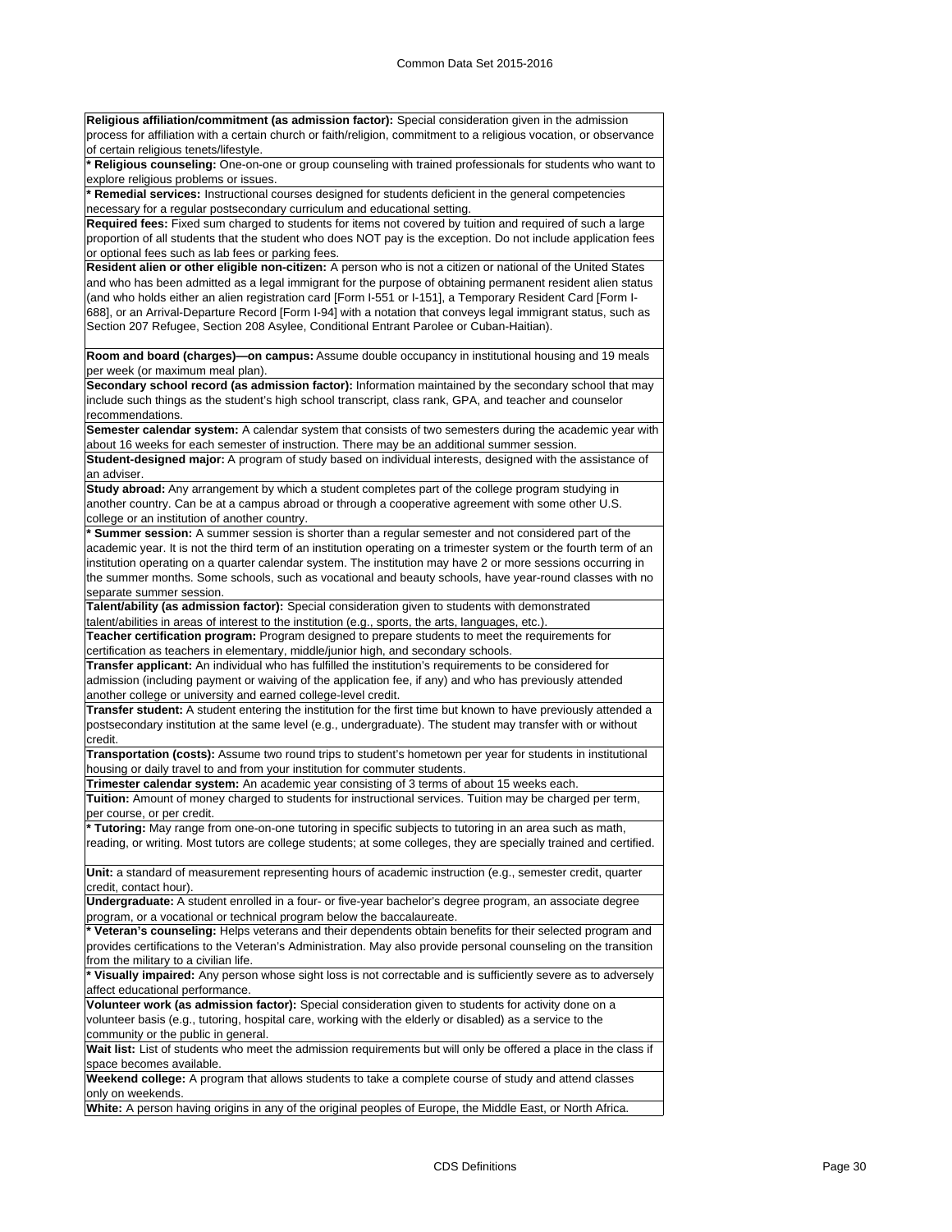**Religious affiliation/commitment (as admission factor):** Special consideration given in the admission process for affiliation with a certain church or faith/religion, commitment to a religious vocation, or observance of certain religious tenets/lifestyle.

*** Religious counseling:** One-on-one or group counseling with trained professionals for students who want to explore religious problems or issues.

*** Remedial services:** Instructional courses designed for students deficient in the general competencies necessary for a regular postsecondary curriculum and educational setting.

**Required fees:** Fixed sum charged to students for items not covered by tuition and required of such a large proportion of all students that the student who does NOT pay is the exception. Do not include application fees or optional fees such as lab fees or parking fees.

**Resident alien or other eligible non-citizen:** A person who is not a citizen or national of the United States and who has been admitted as a legal immigrant for the purpose of obtaining permanent resident alien status (and who holds either an alien registration card [Form I-551 or I-151], a Temporary Resident Card [Form I-688], or an Arrival-Departure Record [Form I-94] with a notation that conveys legal immigrant status, such as Section 207 Refugee, Section 208 Asylee, Conditional Entrant Parolee or Cuban-Haitian).

**Room and board (charges)—on campus:** Assume double occupancy in institutional housing and 19 meals per week (or maximum meal plan).

**Secondary school record (as admission factor):** Information maintained by the secondary school that may include such things as the student's high school transcript, class rank, GPA, and teacher and counselor recommendations.

**Semester calendar system:** A calendar system that consists of two semesters during the academic year with about 16 weeks for each semester of instruction. There may be an additional summer session.

**Student-designed major:** A program of study based on individual interests, designed with the assistance of an adviser.

**Study abroad:** Any arrangement by which a student completes part of the college program studying in another country. Can be at a campus abroad or through a cooperative agreement with some other U.S. college or an institution of another country.

*** Summer session:** A summer session is shorter than a regular semester and not considered part of the academic year. It is not the third term of an institution operating on a trimester system or the fourth term of an institution operating on a quarter calendar system. The institution may have 2 or more sessions occurring in the summer months. Some schools, such as vocational and beauty schools, have year-round classes with no separate summer session.

**Talent/ability (as admission factor):** Special consideration given to students with demonstrated talent/abilities in areas of interest to the institution (e.g., sports, the arts, languages, etc.).

**Teacher certification program:** Program designed to prepare students to meet the requirements for certification as teachers in elementary, middle/junior high, and secondary schools.

**Transfer applicant:** An individual who has fulfilled the institution's requirements to be considered for admission (including payment or waiving of the application fee, if any) and who has previously attended another college or university and earned college-level credit.

**Transfer student:** A student entering the institution for the first time but known to have previously attended a postsecondary institution at the same level (e.g., undergraduate). The student may transfer with or without credit.

**Transportation (costs):** Assume two round trips to student's hometown per year for students in institutional housing or daily travel to and from your institution for commuter students.

**Trimester calendar system:** An academic year consisting of 3 terms of about 15 weeks each.

**Tuition:** Amount of money charged to students for instructional services. Tuition may be charged per term, per course, or per credit.

*** Tutoring:** May range from one-on-one tutoring in specific subjects to tutoring in an area such as math, reading, or writing. Most tutors are college students; at some colleges, they are specially trained and certified.

**Unit:** a standard of measurement representing hours of academic instruction (e.g., semester credit, quarter credit, contact hour).

**Undergraduate:** A student enrolled in a four- or five-year bachelor's degree program, an associate degree program, or a vocational or technical program below the baccalaureate.

*** Veteran's counseling:** Helps veterans and their dependents obtain benefits for their selected program and provides certifications to the Veteran's Administration. May also provide personal counseling on the transition from the military to a civilian life.

*** Visually impaired:** Any person whose sight loss is not correctable and is sufficiently severe as to adversely affect educational performance.

**Volunteer work (as admission factor):** Special consideration given to students for activity done on a volunteer basis (e.g., tutoring, hospital care, working with the elderly or disabled) as a service to the community or the public in general.

**Wait list:** List of students who meet the admission requirements but will only be offered a place in the class if space becomes available.

**Weekend college:** A program that allows students to take a complete course of study and attend classes only on weekends.

**White:** A person having origins in any of the original peoples of Europe, the Middle East, or North Africa.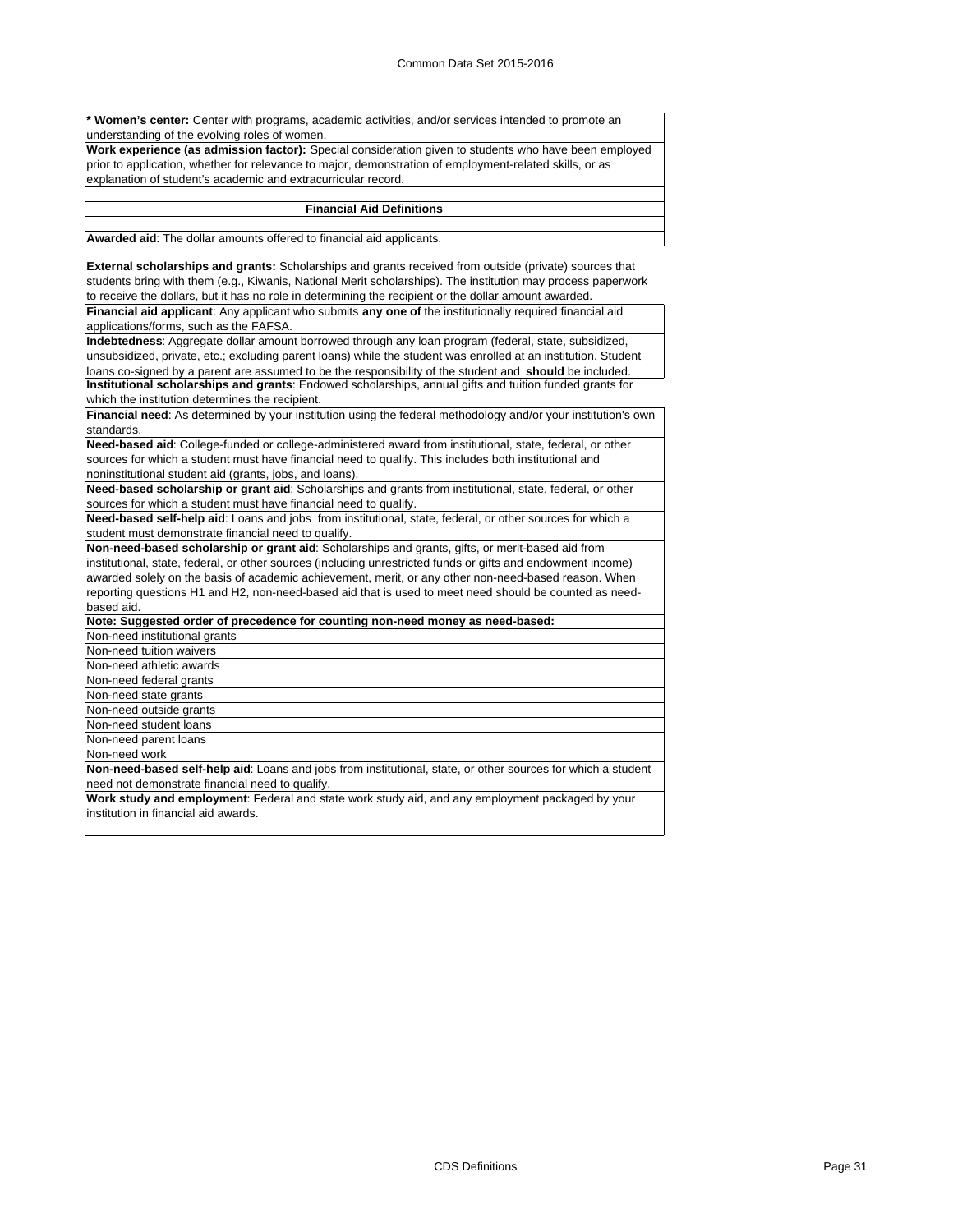**\* Women's center:** Center with programs, academic activities, and/or services intended to promote an understanding of the evolving roles of women.

**Work experience (as admission factor):** Special consideration given to students who have been employed prior to application, whether for relevance to major, demonstration of employment-related skills, or as explanation of student's academic and extracurricular record.

## Financial Aid Definitions

**Awarded aid**: The dollar amounts offered to financial aid applicants.

**External scholarships and grants:** Scholarships and grants received from outside (private) sources that students bring with them (e.g., Kiwanis, National Merit scholarships). The institution may process paperwork to receive the dollars, but it has no role in determining the recipient or the dollar amount awarded.

**Financial aid applicant**: Any applicant who submits **any one of** the institutionally required financial aid applications/forms, such as the FAFSA.

**Indebtedness**: Aggregate dollar amount borrowed through any loan program (federal, state, subsidized, unsubsidized, private, etc.; excluding parent loans) while the student was enrolled at an institution. Student loans co-signed by a parent are assumed to be the responsibility of the student and **should** be included.

**Institutional scholarships and grants**: Endowed scholarships, annual gifts and tuition funded grants for which the institution determines the recipient.

**Financial need**: As determined by your institution using the federal methodology and/or your institution's own standards.

**Need-based aid**: College-funded or college-administered award from institutional, state, federal, or other sources for which a student must have financial need to qualify. This includes both institutional and noninstitutional student aid (grants, jobs, and loans).

**Need-based scholarship or grant aid**: Scholarships and grants from institutional, state, federal, or other sources for which a student must have financial need to qualify.

**Need-based self-help aid**: Loans and jobs from institutional, state, federal, or other sources for which a student must demonstrate financial need to qualify.

**Non-need-based scholarship or grant aid**: Scholarships and grants, gifts, or merit-based aid from institutional, state, federal, or other sources (including unrestricted funds or gifts and endowment income) awarded solely on the basis of academic achievement, merit, or any other non-need-based reason. When reporting questions H1 and H2, non-need-based aid that is used to meet need should be counted as need-based aid.

**Note: Suggested order of precedence for counting non-need money as need-based:**

- Non-need institutional grants
- Non-need tuition waivers
- Non-need athletic awards
- Non-need federal grants
- Non-need state grants
- Non-need outside grants
- Non-need student loans
- Non-need parent loans
- Non-need work

**Non-need-based self-help aid**: Loans and jobs from institutional, state, or other sources for which a student need not demonstrate financial need to qualify.

**Work study and employment**: Federal and state work study aid, and any employment packaged by your institution in financial aid awards.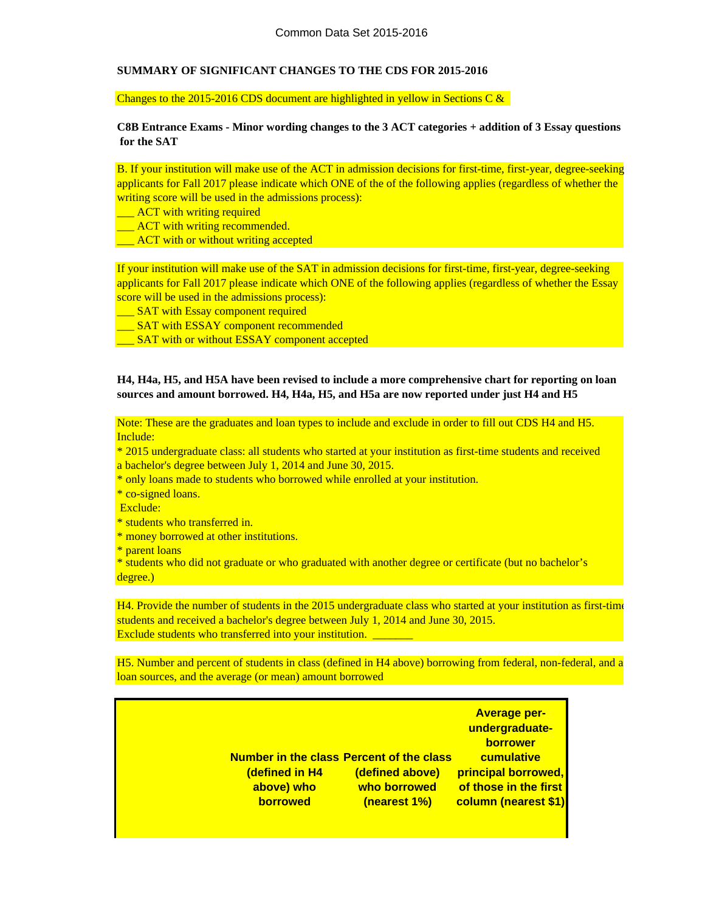## SUMMARY OF SIGNIFICANT CHANGES TO THE CDS FOR 2015-2016

Changes to the 2015-2016 CDS document are highlighted in yellow in Sections C &

**C8B Entrance Exams - Minor wording changes to the 3 ACT categories + addition of 3 Essay questions for the SAT**

B. If your institution will make use of the ACT in admission decisions for first-time, first-year, degree-seeking applicants for Fall 2017 please indicate which ONE of the of the following applies (regardless of whether the writing score will be used in the admissions process):

___ ACT with writing required
___ ACT with writing recommended.
___ ACT with or without writing accepted

If your institution will make use of the SAT in admission decisions for first-time, first-year, degree-seeking applicants for Fall 2017 please indicate which ONE of the following applies (regardless of whether the Essay score will be used in the admissions process):

___ SAT with Essay component required
___ SAT with ESSAY component recommended
___ SAT with or without ESSAY component accepted

**H4, H4a, H5, and H5A have been revised to include a more comprehensive chart for reporting on loan sources and amount borrowed. H4, H4a, H5, and H5a are now reported under just H4 and H5**

Note: These are the graduates and loan types to include and exclude in order to fill out CDS H4 and H5.
Include:

* 2015 undergraduate class: all students who started at your institution as first-time students and received a bachelor's degree between July 1, 2014 and June 30, 2015.
* only loans made to students who borrowed while enrolled at your institution.
* co-signed loans.

Exclude:

* students who transferred in.
* money borrowed at other institutions.
* parent loans
* students who did not graduate or who graduated with another degree or certificate (but no bachelor's degree.)

H4. Provide the number of students in the 2015 undergraduate class who started at your institution as first-time students and received a bachelor's degree between July 1, 2014 and June 30, 2015. Exclude students who transferred into your institution. _______

H5. Number and percent of students in class (defined in H4 above) borrowing from federal, non-federal, and a loan sources, and the average (or mean) amount borrowed

| | Number in the class (defined in H4 above) who borrowed | Percent of the class (defined above) who borrowed (nearest 1%) | Average per-undergraduate-borrower cumulative principal borrowed, of those in the first column (nearest $1) |
|---|---|---|---|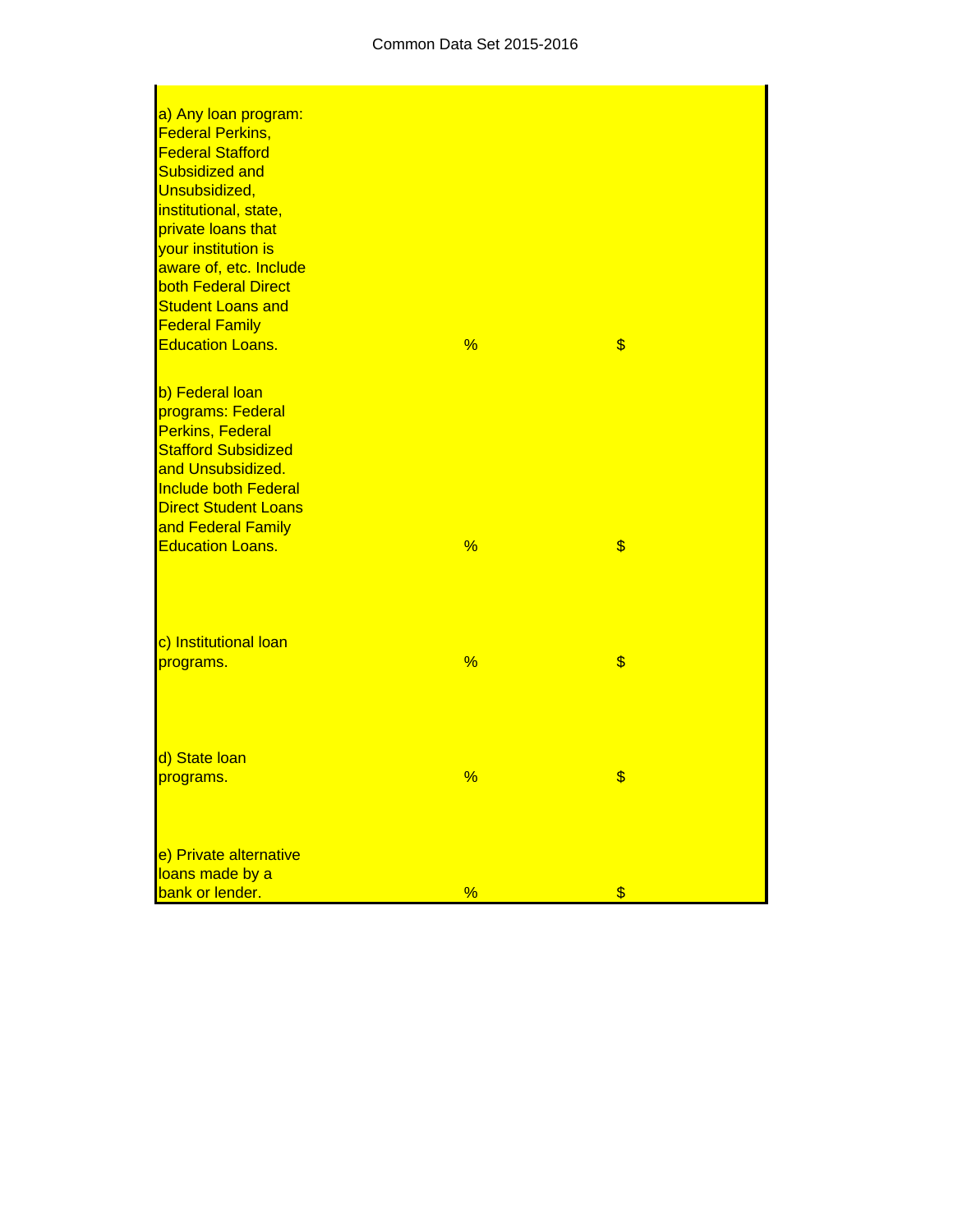| | | |
|---|---|---|
| a) Any loan program: Federal Perkins, Federal Stafford Subsidized and Unsubsidized, institutional, state, private loans that your institution is aware of, etc. Include both Federal Direct Student Loans and Federal Family Education Loans. | % | $ |
| b) Federal loan programs: Federal Perkins, Federal Stafford Subsidized and Unsubsidized. Include both Federal Direct Student Loans and Federal Family Education Loans. | % | $ |
| c) Institutional loan programs. | % | $ |
| d) State loan programs. | % | $ |
| e) Private alternative loans made by a bank or lender. | % | $ |